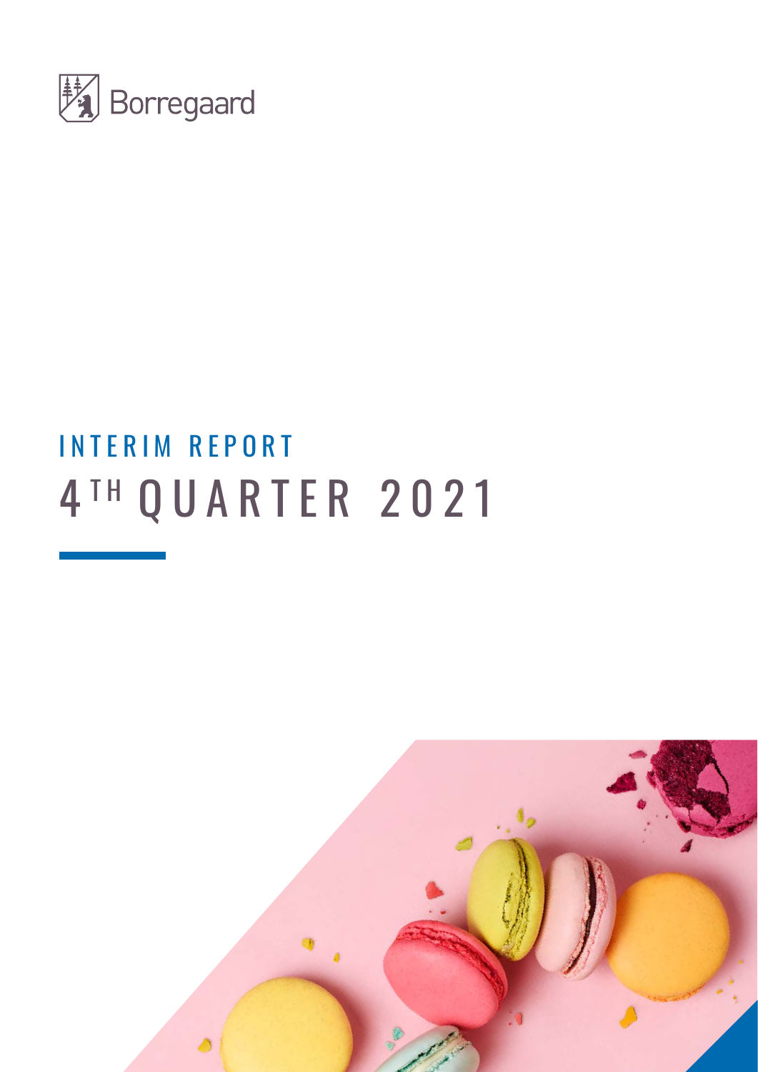Borregaard

# INTERIM REPORT

# 4TH QUARTER 2021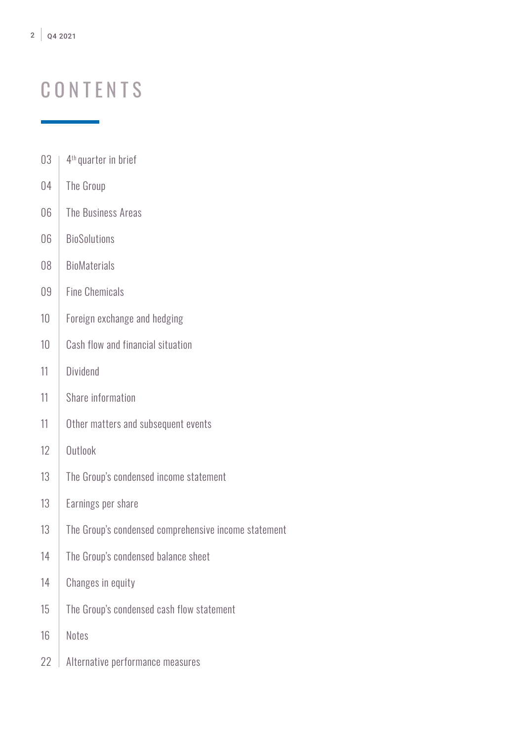# CONTENTS

| | |
|---|---|
| 03 | 4th quarter in brief |
| 04 | The Group |
| 06 | The Business Areas |
| 06 | BioSolutions |
| 08 | BioMaterials |
| 09 | Fine Chemicals |
| 10 | Foreign exchange and hedging |
| 10 | Cash flow and financial situation |
| 11 | Dividend |
| 11 | Share information |
| 11 | Other matters and subsequent events |
| 12 | Outlook |
| 13 | The Group's condensed income statement |
| 13 | Earnings per share |
| 13 | The Group's condensed comprehensive income statement |
| 14 | The Group's condensed balance sheet |
| 14 | Changes in equity |
| 15 | The Group's condensed cash flow statement |
| 16 | Notes |
| 22 | Alternative performance measures |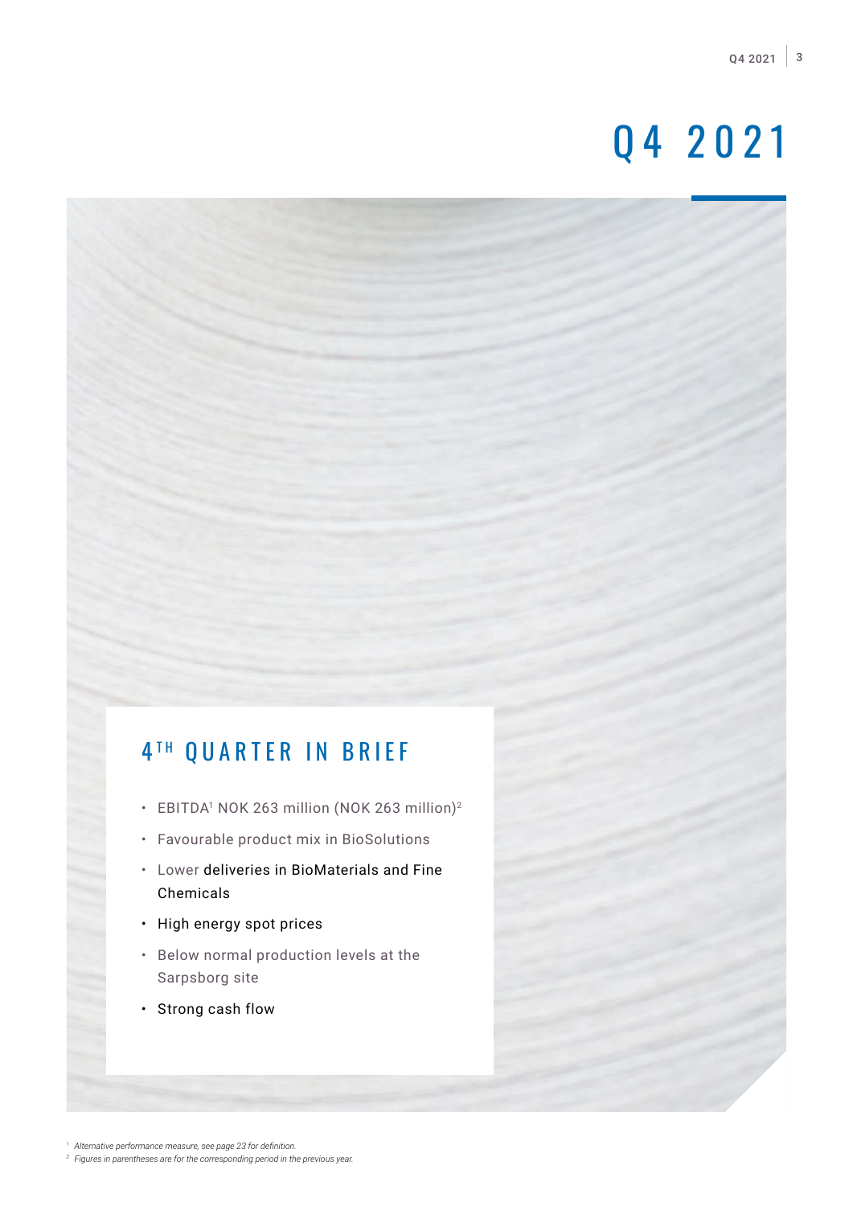# Q4 2021

## 4TH QUARTER IN BRIEF

- EBITDA[1] NOK 263 million (NOK 263 million)[2]
- Favourable product mix in BioSolutions
- Lower deliveries in BioMaterials and Fine Chemicals
- High energy spot prices
- Below normal production levels at the Sarpsborg site
- Strong cash flow

[1] *Alternative performance measure, see page 23 for definition.*

[2] *Figures in parentheses are for the corresponding period in the previous year.*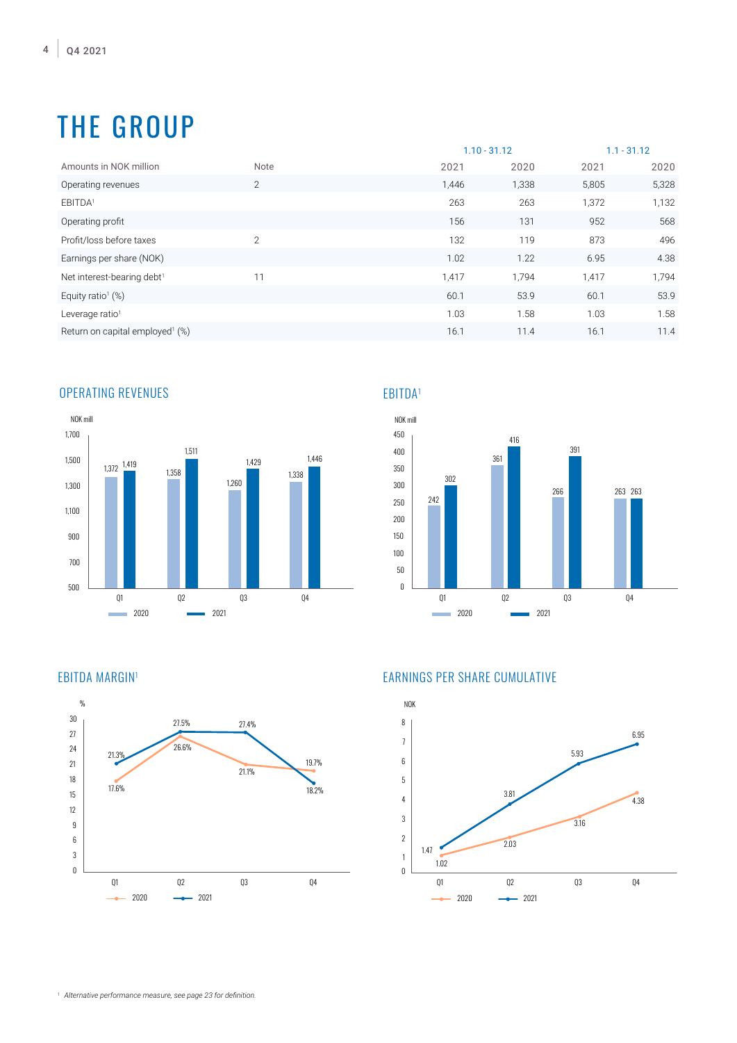# THE GROUP

| Amounts in NOK million | Note | 1.10 - 31.12 2021 | 1.10 - 31.12 2020 | 1.1 - 31.12 2021 | 1.1 - 31.12 2020 |
|---|---|---|---|---|---|
| Operating revenues | 2 | 1,446 | 1,338 | 5,805 | 5,328 |
| EBITDA[1] | | 263 | 263 | 1,372 | 1,132 |
| Operating profit | | 156 | 131 | 952 | 568 |
| Profit/loss before taxes | 2 | 132 | 119 | 873 | 496 |
| Earnings per share (NOK) | | 1.02 | 1.22 | 6.95 | 4.38 |
| Net interest-bearing debt[1] | 11 | 1,417 | 1,794 | 1,417 | 1,794 |
| Equity ratio[1] (%) | | 60.1 | 53.9 | 60.1 | 53.9 |
| Leverage ratio[1] | | 1.03 | 1.58 | 1.03 | 1.58 |
| Return on capital employed[1] (%) | | 16.1 | 11.4 | 16.1 | 11.4 |

## OPERATING REVENUES

NOK mill

| | Q1 | Q2 | Q3 | Q4 |
|---|---|---|---|---|
| 2020 | 1,372 | 1,358 | 1,260 | 1,338 |
| 2021 | 1,419 | 1,511 | 1,429 | 1,446 |

## EBITDA[1]

NOK mill

| | Q1 | Q2 | Q3 | Q4 |
|---|---|---|---|---|
| 2020 | 242 | 361 | 266 | 263 |
| 2021 | 302 | 416 | 391 | 263 |

## EBITDA MARGIN[1]

%

| | Q1 | Q2 | Q3 | Q4 |
|---|---|---|---|---|
| 2020 | 17.6% | 26.6% | 21.1% | 19.7% |
| 2021 | 21.3% | 27.5% | 27.4% | 18.2% |

## EARNINGS PER SHARE CUMULATIVE

NOK

| | Q1 | Q2 | Q3 | Q4 |
|---|---|---|---|---|
| 2020 | 1.02 | 2.03 | 3.16 | 4.38 |
| 2021 | 1.47 | 3.81 | 5.93 | 6.95 |

[1] *Alternative performance measure, see page 23 for definition.*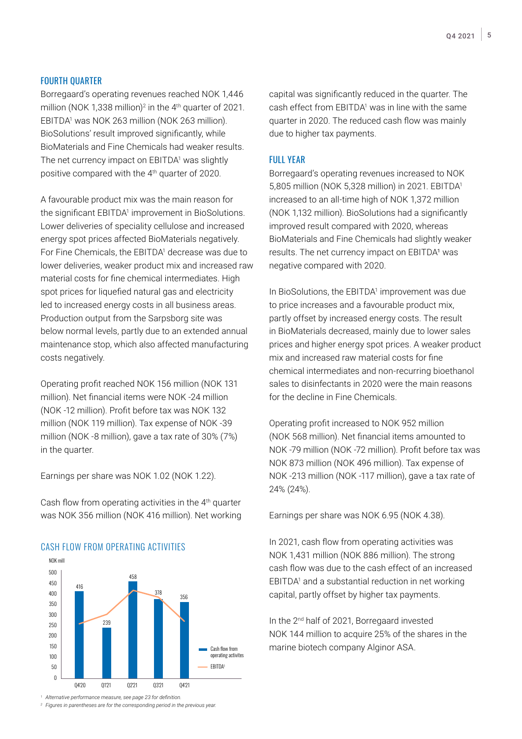## FOURTH QUARTER

Borregaard's operating revenues reached NOK 1,446 million (NOK 1,338 million)[2] in the 4th quarter of 2021. EBITDA[1] was NOK 263 million (NOK 263 million). BioSolutions' result improved significantly, while BioMaterials and Fine Chemicals had weaker results. The net currency impact on EBITDA[1] was slightly positive compared with the 4th quarter of 2020.

A favourable product mix was the main reason for the significant EBITDA[1] improvement in BioSolutions. Lower deliveries of speciality cellulose and increased energy spot prices affected BioMaterials negatively. For Fine Chemicals, the EBITDA[1] decrease was due to lower deliveries, weaker product mix and increased raw material costs for fine chemical intermediates. High spot prices for liquefied natural gas and electricity led to increased energy costs in all business areas. Production output from the Sarpsborg site was below normal levels, partly due to an extended annual maintenance stop, which also affected manufacturing costs negatively.

Operating profit reached NOK 156 million (NOK 131 million). Net financial items were NOK -24 million (NOK -12 million). Profit before tax was NOK 132 million (NOK 119 million). Tax expense of NOK -39 million (NOK -8 million), gave a tax rate of 30% (7%) in the quarter.

Earnings per share was NOK 1.02 (NOK 1.22).

Cash flow from operating activities in the 4th quarter was NOK 356 million (NOK 416 million). Net working capital was significantly reduced in the quarter. The cash effect from EBITDA[1] was in line with the same quarter in 2020. The reduced cash flow was mainly due to higher tax payments.

### CASH FLOW FROM OPERATING ACTIVITIES

NOK mill

| | Q4'20 | Q1'21 | Q2'21 | Q3'21 | Q4'21 |
|---|---|---|---|---|---|
| Cash flow from operating activites | 416 | 239 | 458 | 378 | 356 |

Legend: Cash flow from operating activites; EBITDA[1]

## FULL YEAR

Borregaard's operating revenues increased to NOK 5,805 million (NOK 5,328 million) in 2021. EBITDA[1] increased to an all-time high of NOK 1,372 million (NOK 1,132 million). BioSolutions had a significantly improved result compared with 2020, whereas BioMaterials and Fine Chemicals had slightly weaker results. The net currency impact on EBITDA[1] was negative compared with 2020.

In BioSolutions, the EBITDA[1] improvement was due to price increases and a favourable product mix, partly offset by increased energy costs. The result in BioMaterials decreased, mainly due to lower sales prices and higher energy spot prices. A weaker product mix and increased raw material costs for fine chemical intermediates and non-recurring bioethanol sales to disinfectants in 2020 were the main reasons for the decline in Fine Chemicals.

Operating profit increased to NOK 952 million (NOK 568 million). Net financial items amounted to NOK -79 million (NOK -72 million). Profit before tax was NOK 873 million (NOK 496 million). Tax expense of NOK -213 million (NOK -117 million), gave a tax rate of 24% (24%).

Earnings per share was NOK 6.95 (NOK 4.38).

In 2021, cash flow from operating activities was NOK 1,431 million (NOK 886 million). The strong cash flow was due to the cash effect of an increased EBITDA[1] and a substantial reduction in net working capital, partly offset by higher tax payments.

In the 2nd half of 2021, Borregaard invested NOK 144 million to acquire 25% of the shares in the marine biotech company Alginor ASA.

*[1] Alternative performance measure, see page 23 for definition.*

*[2] Figures in parentheses are for the corresponding period in the previous year.*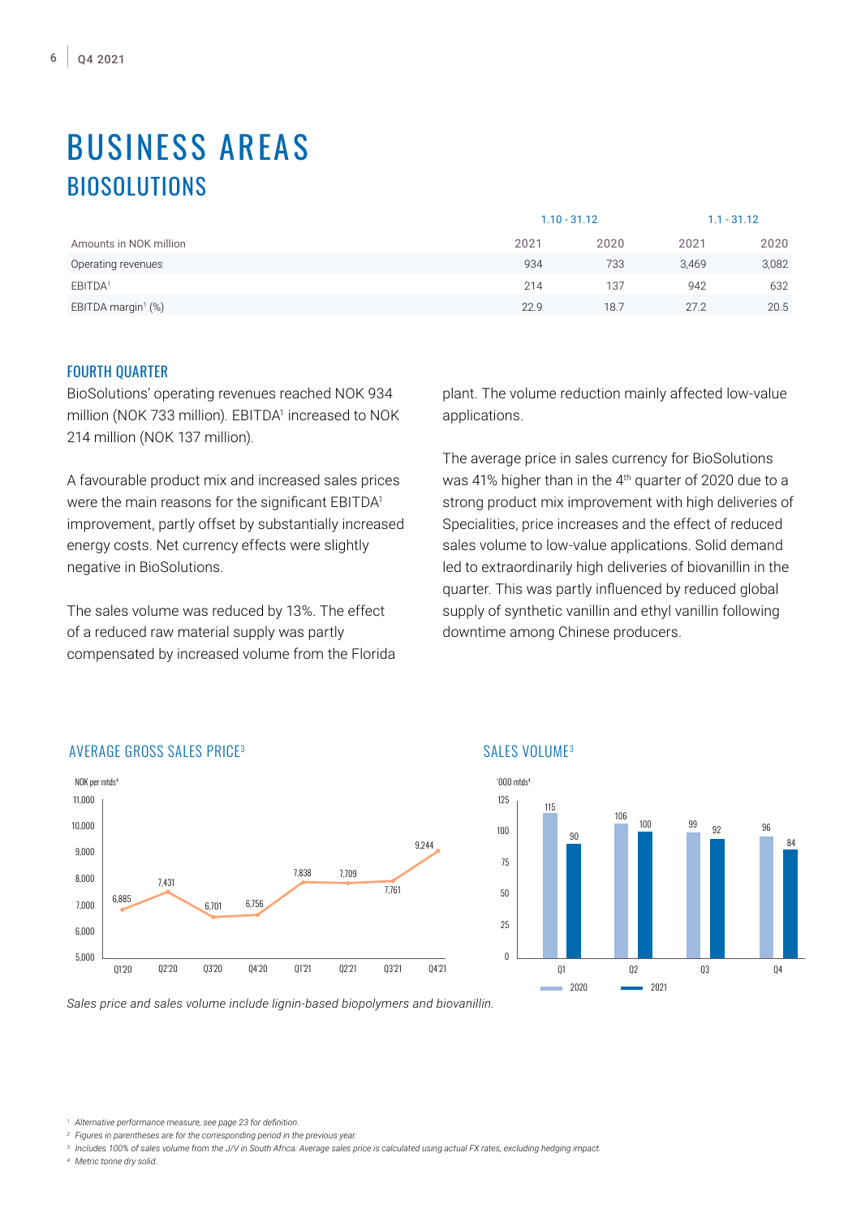// Page 6 — Business Areas: BioSolutions (Q4 2021)

# BUSINESS AREAS

## BIOSOLUTIONS

| Amounts in NOK million | 1.10 - 31.12 2021 | 1.10 - 31.12 2020 | 1.1 - 31.12 2021 | 1.1 - 31.12 2020 |
|---|---|---|---|---|
| Operating revenues | 934 | 733 | 3,469 | 3,082 |
| EBITDA[1] | 214 | 137 | 942 | 632 |
| EBITDA margin[1] (%) | 22.9 | 18.7 | 27.2 | 20.5 |

### FOURTH QUARTER

BioSolutions' operating revenues reached NOK 934 million (NOK 733 million). EBITDA[1] increased to NOK 214 million (NOK 137 million).

A favourable product mix and increased sales prices were the main reasons for the significant EBITDA[1] improvement, partly offset by substantially increased energy costs. Net currency effects were slightly negative in BioSolutions.

The sales volume was reduced by 13%. The effect of a reduced raw material supply was partly compensated by increased volume from the Florida plant. The volume reduction mainly affected low-value applications.

The average price in sales currency for BioSolutions was 41% higher than in the 4th quarter of 2020 due to a strong product mix improvement with high deliveries of Specialities, price increases and the effect of reduced sales volume to low-value applications. Solid demand led to extraordinarily high deliveries of biovanillin in the quarter. This was partly influenced by reduced global supply of synthetic vanillin and ethyl vanillin following downtime among Chinese producers.

#### AVERAGE GROSS SALES PRICE[3]

NOK per mtds[4]

| Quarter | Q1'20 | Q2'20 | Q3'20 | Q4'20 | Q1'21 | Q2'21 | Q3'21 | Q4'21 |
|---|---|---|---|---|---|---|---|---|
| NOK per mtds | 6,885 | 7,431 | 6,701 | 6,756 | 7,838 | 7,709 | 7,761 | 9,244 |

#### SALES VOLUME[3]

'000 mtds[4]

| | Q1 | Q2 | Q3 | Q4 |
|---|---|---|---|---|
| 2020 | 115 | 106 | 99 | 96 |
| 2021 | 90 | 100 | 92 | 84 |

*Sales price and sales volume include lignin-based biopolymers and biovanillin.*

[1] *Alternative performance measure, see page 23 for definition.*
[2] *Figures in parentheses are for the corresponding period in the previous year.*
[3] *Includes 100% of sales volume from the J/V in South Africa. Average sales price is calculated using actual FX rates, excluding hedging impact.*
[4] *Metric tonne dry solid.*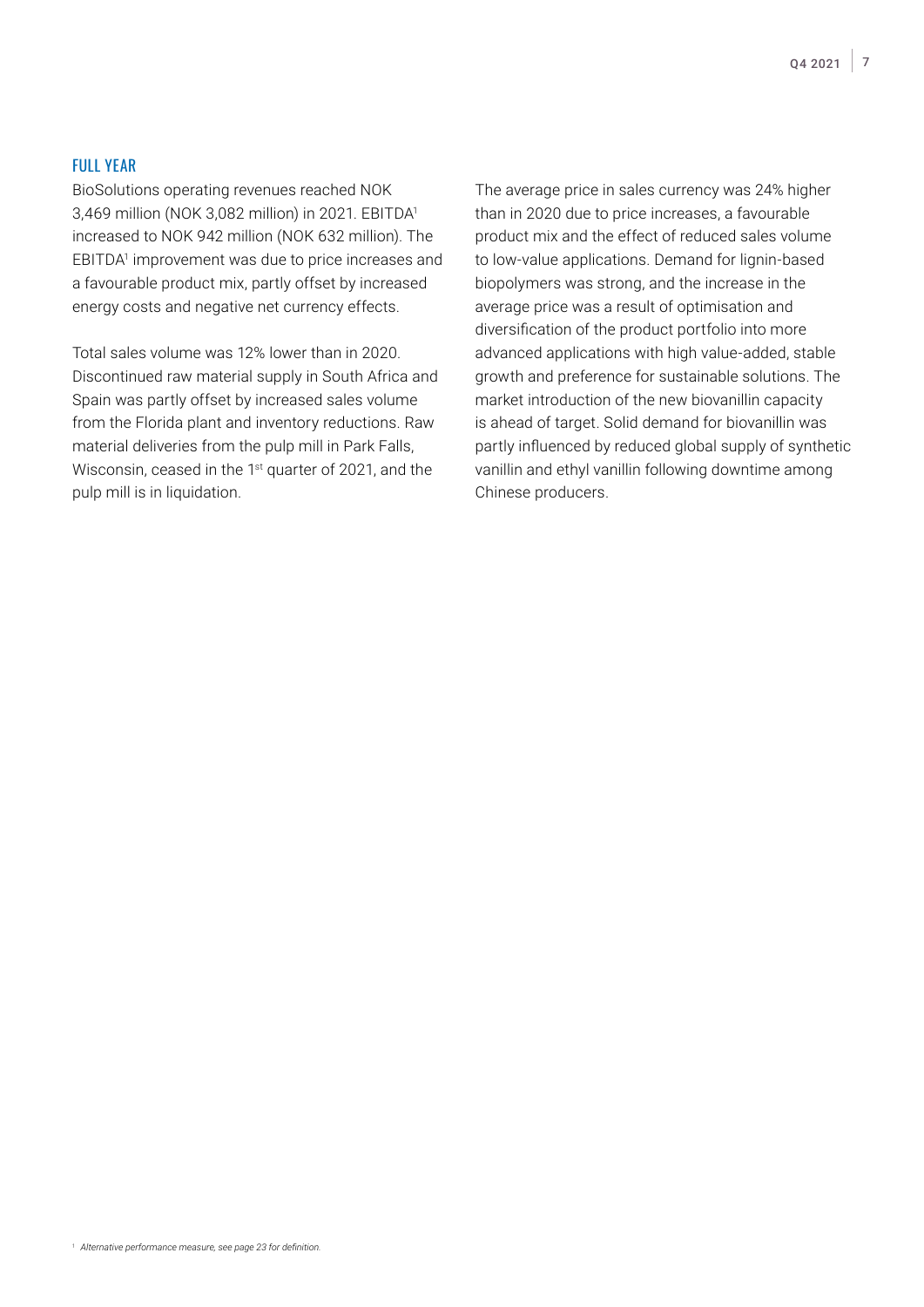## FULL YEAR

BioSolutions operating revenues reached NOK 3,469 million (NOK 3,082 million) in 2021. EBITDA[1] increased to NOK 942 million (NOK 632 million). The EBITDA[1] improvement was due to price increases and a favourable product mix, partly offset by increased energy costs and negative net currency effects.

Total sales volume was 12% lower than in 2020. Discontinued raw material supply in South Africa and Spain was partly offset by increased sales volume from the Florida plant and inventory reductions. Raw material deliveries from the pulp mill in Park Falls, Wisconsin, ceased in the 1st quarter of 2021, and the pulp mill is in liquidation.

The average price in sales currency was 24% higher than in 2020 due to price increases, a favourable product mix and the effect of reduced sales volume to low-value applications. Demand for lignin-based biopolymers was strong, and the increase in the average price was a result of optimisation and diversification of the product portfolio into more advanced applications with high value-added, stable growth and preference for sustainable solutions. The market introduction of the new biovanillin capacity is ahead of target. Solid demand for biovanillin was partly influenced by reduced global supply of synthetic vanillin and ethyl vanillin following downtime among Chinese producers.

[1] *Alternative performance measure, see page 23 for definition.*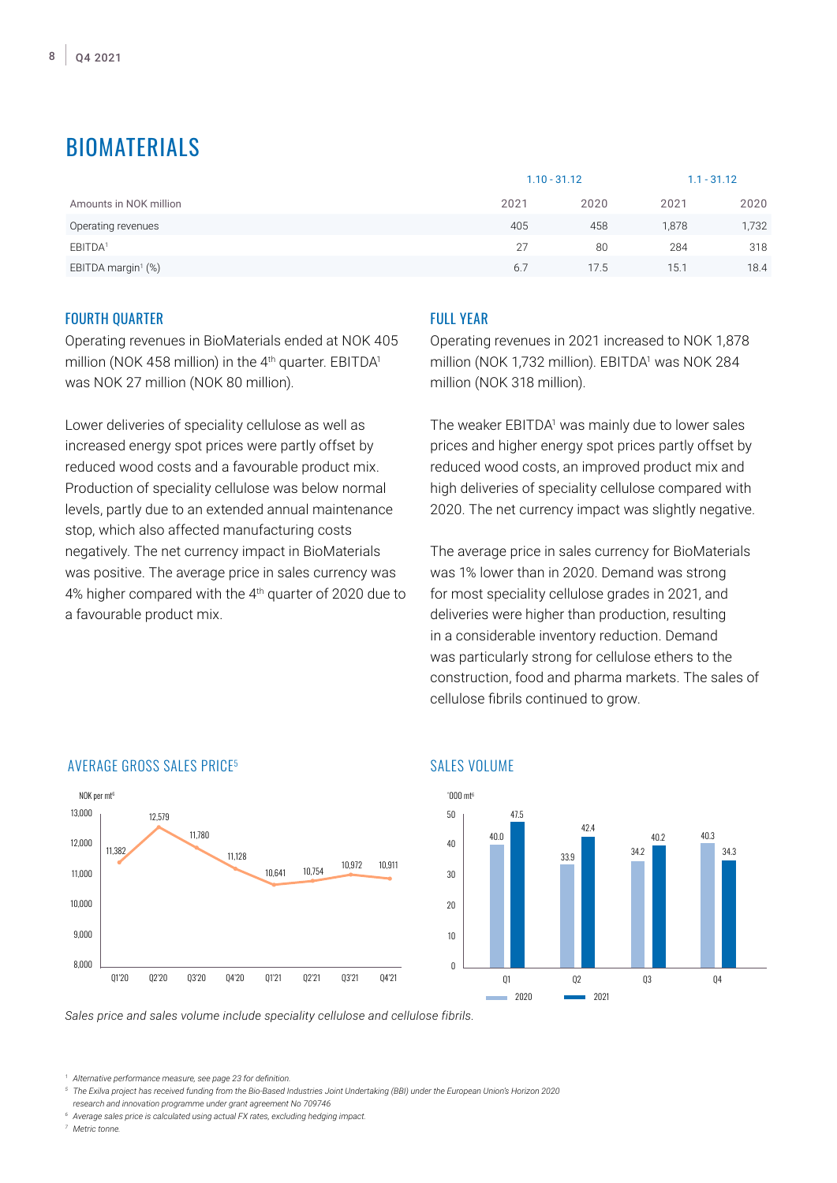# BIOMATERIALS

| Amounts in NOK million | 1.10 - 31.12 2021 | 1.10 - 31.12 2020 | 1.1 - 31.12 2021 | 1.1 - 31.12 2020 |
|---|---|---|---|---|
| Operating revenues | 405 | 458 | 1,878 | 1,732 |
| EBITDA[1] | 27 | 80 | 284 | 318 |
| EBITDA margin[1] (%) | 6.7 | 17.5 | 15.1 | 18.4 |

## FOURTH QUARTER

Operating revenues in BioMaterials ended at NOK 405 million (NOK 458 million) in the 4th quarter. EBITDA[1] was NOK 27 million (NOK 80 million).

Lower deliveries of speciality cellulose as well as increased energy spot prices were partly offset by reduced wood costs and a favourable product mix. Production of speciality cellulose was below normal levels, partly due to an extended annual maintenance stop, which also affected manufacturing costs negatively. The net currency impact in BioMaterials was positive. The average price in sales currency was 4% higher compared with the 4th quarter of 2020 due to a favourable product mix.

## FULL YEAR

Operating revenues in 2021 increased to NOK 1,878 million (NOK 1,732 million). EBITDA[1] was NOK 284 million (NOK 318 million).

The weaker EBITDA[1] was mainly due to lower sales prices and higher energy spot prices partly offset by reduced wood costs, an improved product mix and high deliveries of speciality cellulose compared with 2020. The net currency impact was slightly negative.

The average price in sales currency for BioMaterials was 1% lower than in 2020. Demand was strong for most speciality cellulose grades in 2021, and deliveries were higher than production, resulting in a considerable inventory reduction. Demand was particularly strong for cellulose ethers to the construction, food and pharma markets. The sales of cellulose fibrils continued to grow.

## AVERAGE GROSS SALES PRICE[5]

NOK per mt[6]

| Quarter | Q1'20 | Q2'20 | Q3'20 | Q4'20 | Q1'21 | Q2'21 | Q3'21 | Q4'21 |
|---|---|---|---|---|---|---|---|---|
| NOK per mt | 11,382 | 12,579 | 11,780 | 11,128 | 10,641 | 10,754 | 10,972 | 10,911 |

## SALES VOLUME

'000 mt[6]

| | Q1 | Q2 | Q3 | Q4 |
|---|---|---|---|---|
| 2020 | 40.0 | 33.9 | 34.2 | 40.3 |
| 2021 | 47.5 | 42.4 | 40.2 | 34.3 |

*Sales price and sales volume include speciality cellulose and cellulose fibrils.*

[1] *Alternative performance measure, see page 23 for definition.*

[5] *The Exilva project has received funding from the Bio-Based Industries Joint Undertaking (BBI) under the European Union's Horizon 2020 research and innovation programme under grant agreement No 709746*

[6] *Average sales price is calculated using actual FX rates, excluding hedging impact.*

[7] *Metric tonne.*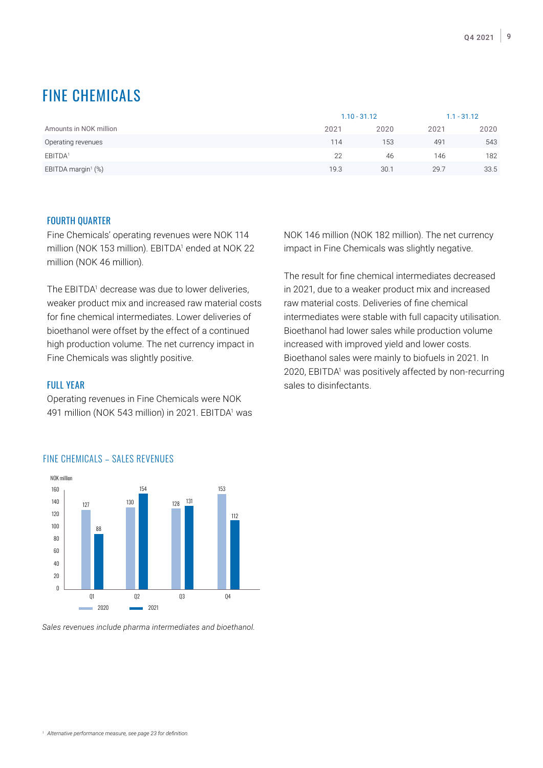# FINE CHEMICALS

| Amounts in NOK million | 1.10 - 31.12 | | 1.1 - 31.12 | |
|---|---|---|---|---|
| | 2021 | 2020 | 2021 | 2020 |
| Operating revenues | 114 | 153 | 491 | 543 |
| EBITDA[1] | 22 | 46 | 146 | 182 |
| EBITDA margin[1] (%) | 19.3 | 30.1 | 29.7 | 33.5 |

## FOURTH QUARTER

Fine Chemicals' operating revenues were NOK 114 million (NOK 153 million). EBITDA[1] ended at NOK 22 million (NOK 46 million).

The EBITDA[1] decrease was due to lower deliveries, weaker product mix and increased raw material costs for fine chemical intermediates. Lower deliveries of bioethanol were offset by the effect of a continued high production volume. The net currency impact in Fine Chemicals was slightly positive.

## FULL YEAR

Operating revenues in Fine Chemicals were NOK 491 million (NOK 543 million) in 2021. EBITDA[1] was NOK 146 million (NOK 182 million). The net currency impact in Fine Chemicals was slightly negative.

The result for fine chemical intermediates decreased in 2021, due to a weaker product mix and increased raw material costs. Deliveries of fine chemical intermediates were stable with full capacity utilisation. Bioethanol had lower sales while production volume increased with improved yield and lower costs. Bioethanol sales were mainly to biofuels in 2021. In 2020, EBITDA[1] was positively affected by non-recurring sales to disinfectants.

## FINE CHEMICALS – SALES REVENUES

NOK million

| | 2020 | 2021 |
|---|---|---|
| Q1 | 127 | 88 |
| Q2 | 130 | 154 |
| Q3 | 128 | 131 |
| Q4 | 153 | 112 |

*Sales revenues include pharma intermediates and bioethanol.*

[1] *Alternative performance measure, see page 23 for definition.*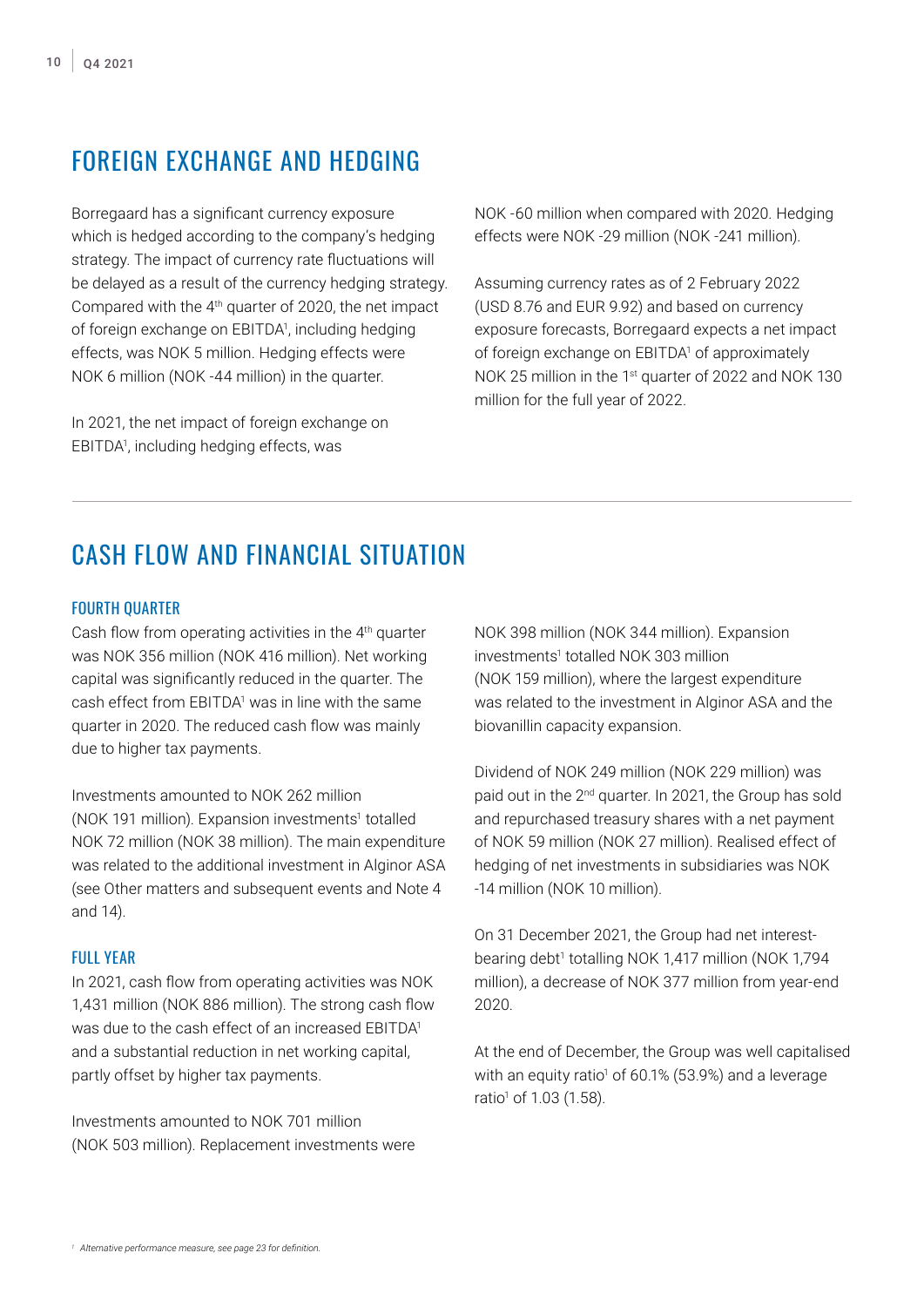# FOREIGN EXCHANGE AND HEDGING

Borregaard has a significant currency exposure which is hedged according to the company's hedging strategy. The impact of currency rate fluctuations will be delayed as a result of the currency hedging strategy. Compared with the 4th quarter of 2020, the net impact of foreign exchange on EBITDA[1], including hedging effects, was NOK 5 million. Hedging effects were NOK 6 million (NOK -44 million) in the quarter.

In 2021, the net impact of foreign exchange on EBITDA[1], including hedging effects, was NOK -60 million when compared with 2020. Hedging effects were NOK -29 million (NOK -241 million).

Assuming currency rates as of 2 February 2022 (USD 8.76 and EUR 9.92) and based on currency exposure forecasts, Borregaard expects a net impact of foreign exchange on EBITDA[1] of approximately NOK 25 million in the 1st quarter of 2022 and NOK 130 million for the full year of 2022.

# CASH FLOW AND FINANCIAL SITUATION

### FOURTH QUARTER

Cash flow from operating activities in the 4th quarter was NOK 356 million (NOK 416 million). Net working capital was significantly reduced in the quarter. The cash effect from EBITDA[1] was in line with the same quarter in 2020. The reduced cash flow was mainly due to higher tax payments.

Investments amounted to NOK 262 million (NOK 191 million). Expansion investments[1] totalled NOK 72 million (NOK 38 million). The main expenditure was related to the additional investment in Alginor ASA (see Other matters and subsequent events and Note 4 and 14).

### FULL YEAR

In 2021, cash flow from operating activities was NOK 1,431 million (NOK 886 million). The strong cash flow was due to the cash effect of an increased EBITDA[1] and a substantial reduction in net working capital, partly offset by higher tax payments.

Investments amounted to NOK 701 million (NOK 503 million). Replacement investments were NOK 398 million (NOK 344 million). Expansion investments[1] totalled NOK 303 million (NOK 159 million), where the largest expenditure was related to the investment in Alginor ASA and the biovanillin capacity expansion.

Dividend of NOK 249 million (NOK 229 million) was paid out in the 2nd quarter. In 2021, the Group has sold and repurchased treasury shares with a net payment of NOK 59 million (NOK 27 million). Realised effect of hedging of net investments in subsidiaries was NOK -14 million (NOK 10 million).

On 31 December 2021, the Group had net interest-bearing debt[1] totalling NOK 1,417 million (NOK 1,794 million), a decrease of NOK 377 million from year-end 2020.

At the end of December, the Group was well capitalised with an equity ratio[1] of 60.1% (53.9%) and a leverage ratio[1] of 1.03 (1.58).

[1] *Alternative performance measure, see page 23 for definition.*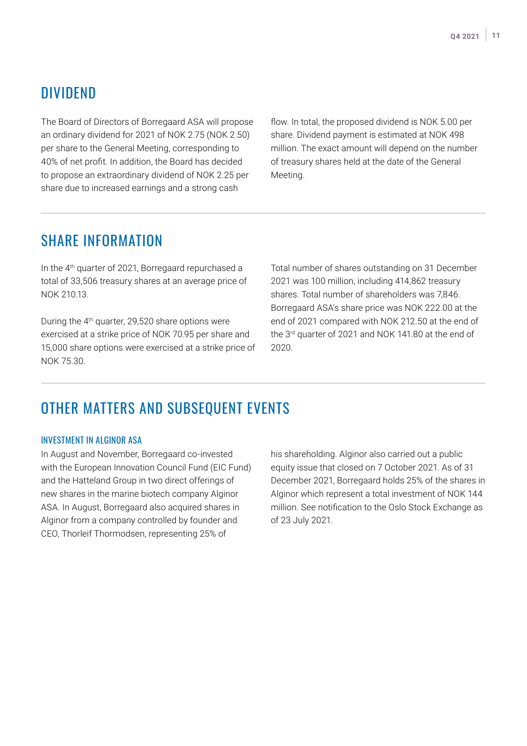## DIVIDEND

The Board of Directors of Borregaard ASA will propose an ordinary dividend for 2021 of NOK 2.75 (NOK 2.50) per share to the General Meeting, corresponding to 40% of net profit. In addition, the Board has decided to propose an extraordinary dividend of NOK 2.25 per share due to increased earnings and a strong cash flow. In total, the proposed dividend is NOK 5.00 per share. Dividend payment is estimated at NOK 498 million. The exact amount will depend on the number of treasury shares held at the date of the General Meeting.

## SHARE INFORMATION

In the 4th quarter of 2021, Borregaard repurchased a total of 33,506 treasury shares at an average price of NOK 210.13.

During the 4th quarter, 29,520 share options were exercised at a strike price of NOK 70.95 per share and 15,000 share options were exercised at a strike price of NOK 75.30.

Total number of shares outstanding on 31 December 2021 was 100 million, including 414,862 treasury shares. Total number of shareholders was 7,846. Borregaard ASA's share price was NOK 222.00 at the end of 2021 compared with NOK 212.50 at the end of the 3rd quarter of 2021 and NOK 141.80 at the end of 2020.

## OTHER MATTERS AND SUBSEQUENT EVENTS

### INVESTMENT IN ALGINOR ASA

In August and November, Borregaard co-invested with the European Innovation Council Fund (EIC Fund) and the Hatteland Group in two direct offerings of new shares in the marine biotech company Alginor ASA. In August, Borregaard also acquired shares in Alginor from a company controlled by founder and CEO, Thorleif Thormodsen, representing 25% of his shareholding. Alginor also carried out a public equity issue that closed on 7 October 2021. As of 31 December 2021, Borregaard holds 25% of the shares in Alginor which represent a total investment of NOK 144 million. See notification to the Oslo Stock Exchange as of 23 July 2021.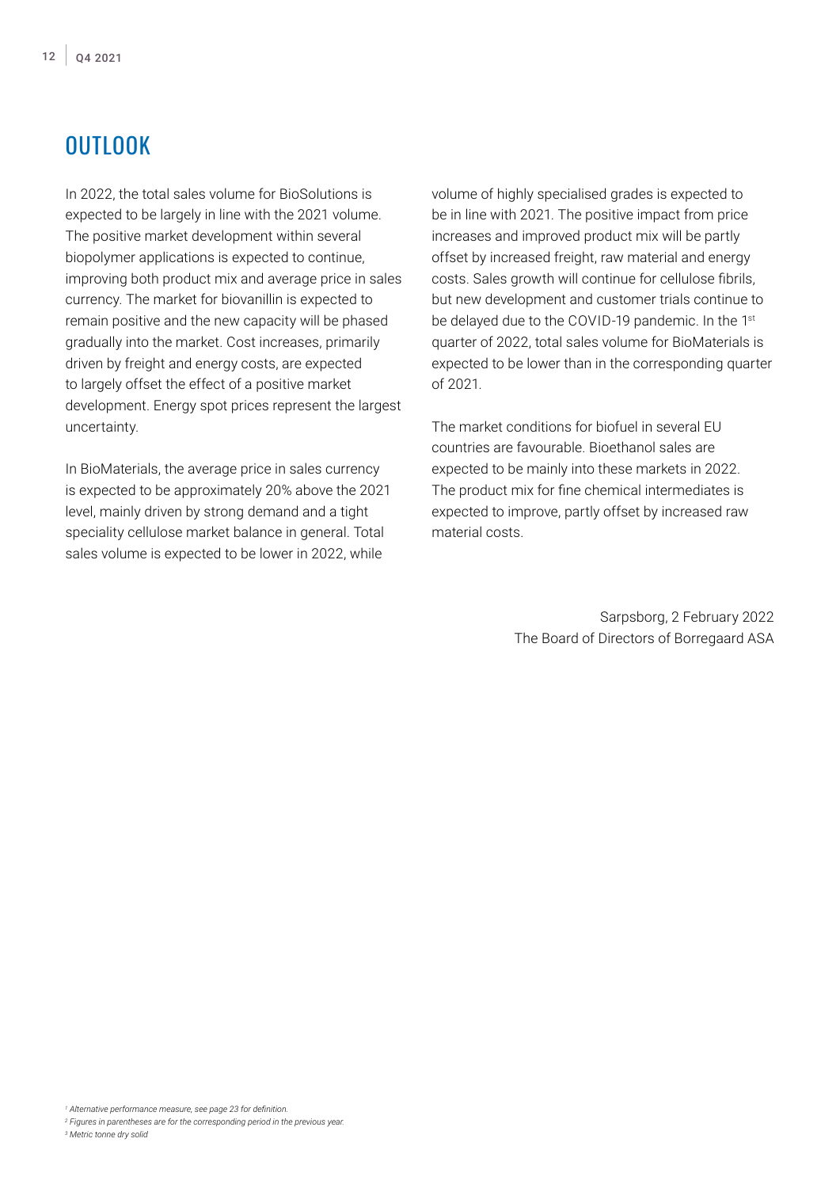# OUTLOOK

In 2022, the total sales volume for BioSolutions is expected to be largely in line with the 2021 volume. The positive market development within several biopolymer applications is expected to continue, improving both product mix and average price in sales currency. The market for biovanillin is expected to remain positive and the new capacity will be phased gradually into the market. Cost increases, primarily driven by freight and energy costs, are expected to largely offset the effect of a positive market development. Energy spot prices represent the largest uncertainty.

In BioMaterials, the average price in sales currency is expected to be approximately 20% above the 2021 level, mainly driven by strong demand and a tight speciality cellulose market balance in general. Total sales volume is expected to be lower in 2022, while volume of highly specialised grades is expected to be in line with 2021. The positive impact from price increases and improved product mix will be partly offset by increased freight, raw material and energy costs. Sales growth will continue for cellulose fibrils, but new development and customer trials continue to be delayed due to the COVID-19 pandemic. In the 1st quarter of 2022, total sales volume for BioMaterials is expected to be lower than in the corresponding quarter of 2021.

The market conditions for biofuel in several EU countries are favourable. Bioethanol sales are expected to be mainly into these markets in 2022. The product mix for fine chemical intermediates is expected to improve, partly offset by increased raw material costs.

Sarpsborg, 2 February 2022
The Board of Directors of Borregaard ASA

[1] *Alternative performance measure, see page 23 for definition.*
[2] *Figures in parentheses are for the corresponding period in the previous year.*
[3] *Metric tonne dry solid*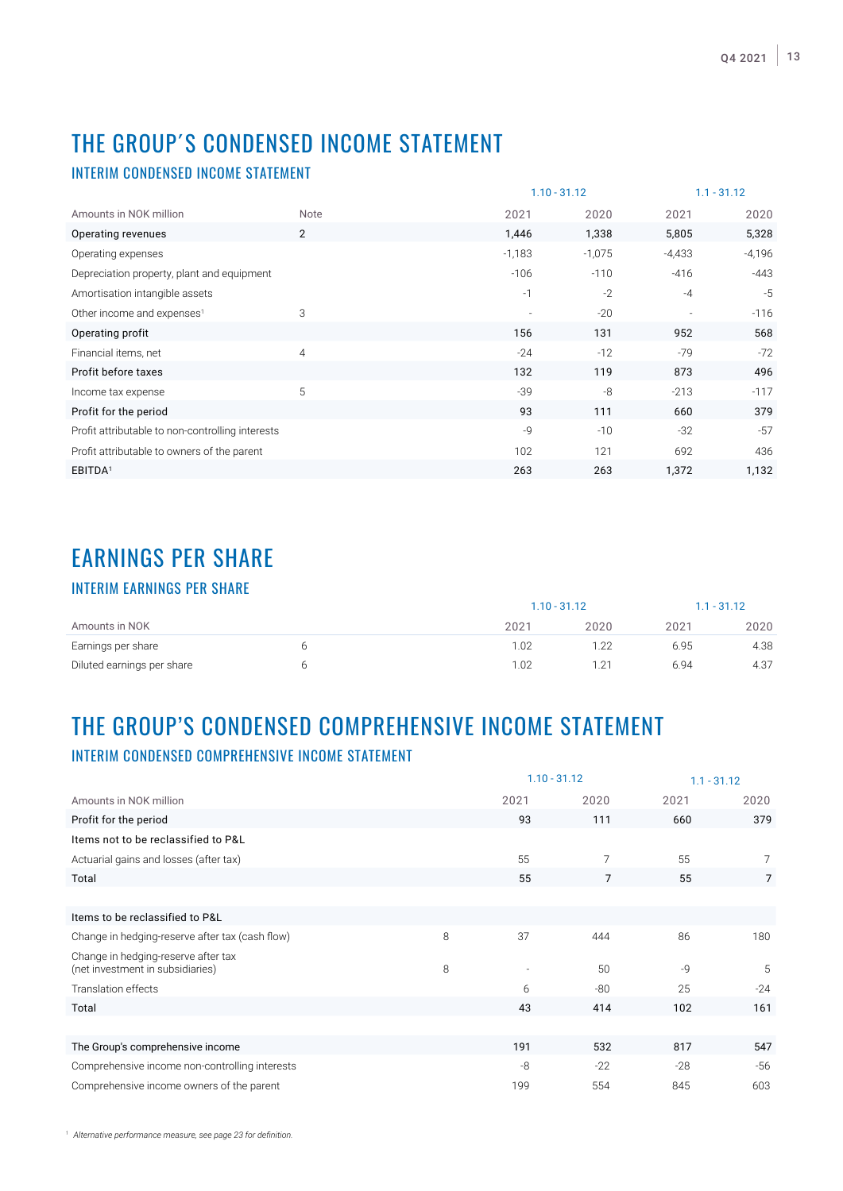# THE GROUP'S CONDENSED INCOME STATEMENT

## INTERIM CONDENSED INCOME STATEMENT

| | | 1.10 - 31.12 | | 1.1 - 31.12 | |
|---|---|---|---|---|---|
| Amounts in NOK million | Note | 2021 | 2020 | 2021 | 2020 |
| Operating revenues | 2 | 1,446 | 1,338 | 5,805 | 5,328 |
| Operating expenses | | -1,183 | -1,075 | -4,433 | -4,196 |
| Depreciation property, plant and equipment | | -106 | -110 | -416 | -443 |
| Amortisation intangible assets | | -1 | -2 | -4 | -5 |
| Other income and expenses[1] | 3 | - | -20 | - | -116 |
| Operating profit | | 156 | 131 | 952 | 568 |
| Financial items, net | 4 | -24 | -12 | -79 | -72 |
| Profit before taxes | | 132 | 119 | 873 | 496 |
| Income tax expense | 5 | -39 | -8 | -213 | -117 |
| Profit for the period | | 93 | 111 | 660 | 379 |
| Profit attributable to non-controlling interests | | -9 | -10 | -32 | -57 |
| Profit attributable to owners of the parent | | 102 | 121 | 692 | 436 |
| EBITDA[1] | | 263 | 263 | 1,372 | 1,132 |

# EARNINGS PER SHARE

## INTERIM EARNINGS PER SHARE

| | | 1.10 - 31.12 | | 1.1 - 31.12 | |
|---|---|---|---|---|---|
| Amounts in NOK | | 2021 | 2020 | 2021 | 2020 |
| Earnings per share | 6 | 1.02 | 1.22 | 6.95 | 4.38 |
| Diluted earnings per share | 6 | 1.02 | 1.21 | 6.94 | 4.37 |

# THE GROUP'S CONDENSED COMPREHENSIVE INCOME STATEMENT

## INTERIM CONDENSED COMPREHENSIVE INCOME STATEMENT

| | | 1.10 - 31.12 | | 1.1 - 31.12 | |
|---|---|---|---|---|---|
| Amounts in NOK million | | 2021 | 2020 | 2021 | 2020 |
| Profit for the period | | 93 | 111 | 660 | 379 |
| Items not to be reclassified to P&L | | | | | |
| Actuarial gains and losses (after tax) | | 55 | 7 | 55 | 7 |
| Total | | 55 | 7 | 55 | 7 |
| | | | | | |
| Items to be reclassified to P&L | | | | | |
| Change in hedging-reserve after tax (cash flow) | 8 | 37 | 444 | 86 | 180 |
| Change in hedging-reserve after tax (net investment in subsidiaries) | 8 | - | 50 | -9 | 5 |
| Translation effects | | 6 | -80 | 25 | -24 |
| Total | | 43 | 414 | 102 | 161 |
| | | | | | |
| The Group's comprehensive income | | 191 | 532 | 817 | 547 |
| Comprehensive income non-controlling interests | | -8 | -22 | -28 | -56 |
| Comprehensive income owners of the parent | | 199 | 554 | 845 | 603 |

[1] *Alternative performance measure, see page 23 for definition.*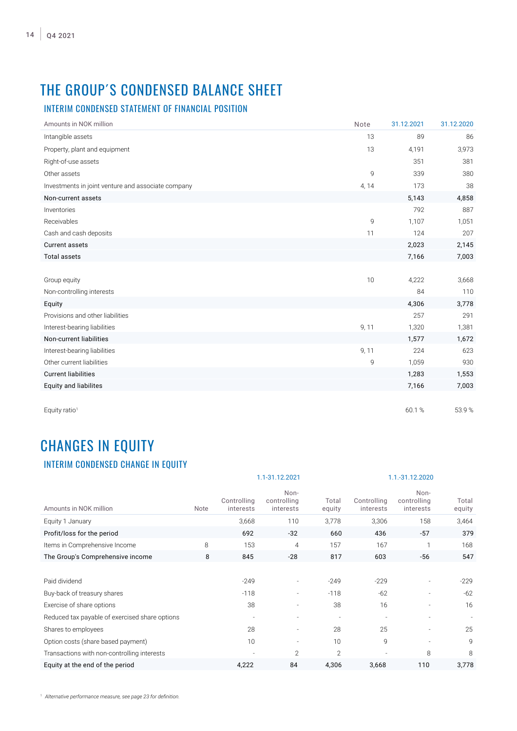# THE GROUP'S CONDENSED BALANCE SHEET

## INTERIM CONDENSED STATEMENT OF FINANCIAL POSITION

| Amounts in NOK million | Note | 31.12.2021 | 31.12.2020 |
|---|---|---|---|
| Intangible assets | 13 | 89 | 86 |
| Property, plant and equipment | 13 | 4,191 | 3,973 |
| Right-of-use assets | | 351 | 381 |
| Other assets | 9 | 339 | 380 |
| Investments in joint venture and associate company | 4, 14 | 173 | 38 |
| Non-current assets | | 5,143 | 4,858 |
| Inventories | | 792 | 887 |
| Receivables | 9 | 1,107 | 1,051 |
| Cash and cash deposits | 11 | 124 | 207 |
| Current assets | | 2,023 | 2,145 |
| Total assets | | 7,166 | 7,003 |
| | | | |
| Group equity | 10 | 4,222 | 3,668 |
| Non-controlling interests | | 84 | 110 |
| Equity | | 4,306 | 3,778 |
| Provisions and other liabilities | | 257 | 291 |
| Interest-bearing liabilities | 9, 11 | 1,320 | 1,381 |
| Non-current liabilities | | 1,577 | 1,672 |
| Interest-bearing liabilities | 9, 11 | 224 | 623 |
| Other current liabilities | 9 | 1,059 | 930 |
| Current liabilities | | 1,283 | 1,553 |
| Equity and liabilites | | 7,166 | 7,003 |
| | | | |
| Equity ratio[1] | | 60.1 % | 53.9 % |

# CHANGES IN EQUITY

## INTERIM CONDENSED CHANGE IN EQUITY

| | | 1.1-31.12.2021 | | | 1.1.-31.12.2020 | | |
|---|---|---|---|---|---|---|---|
| Amounts in NOK million | Note | Controlling interests | Non-controlling interests | Total equity | Controlling interests | Non-controlling interests | Total equity |
| Equity 1 January | | 3,668 | 110 | 3,778 | 3,306 | 158 | 3,464 |
| Profit/loss for the period | | 692 | -32 | 660 | 436 | -57 | 379 |
| Items in Comprehensive Income | 8 | 153 | 4 | 157 | 167 | 1 | 168 |
| The Group's Comprehensive income | 8 | 845 | -28 | 817 | 603 | -56 | 547 |
| | | | | | | | |
| Paid dividend | | -249 | - | -249 | -229 | - | -229 |
| Buy-back of treasury shares | | -118 | - | -118 | -62 | - | -62 |
| Exercise of share options | | 38 | - | 38 | 16 | - | 16 |
| Reduced tax payable of exercised share options | | - | - | - | - | - | - |
| Shares to employees | | 28 | - | 28 | 25 | - | 25 |
| Option costs (share based payment) | | 10 | - | 10 | 9 | - | 9 |
| Transactions with non-controlling interests | | - | 2 | 2 | - | 8 | 8 |
| Equity at the end of the period | | 4,222 | 84 | 4,306 | 3,668 | 110 | 3,778 |

[1] *Alternative performance measure, see page 23 for definition.*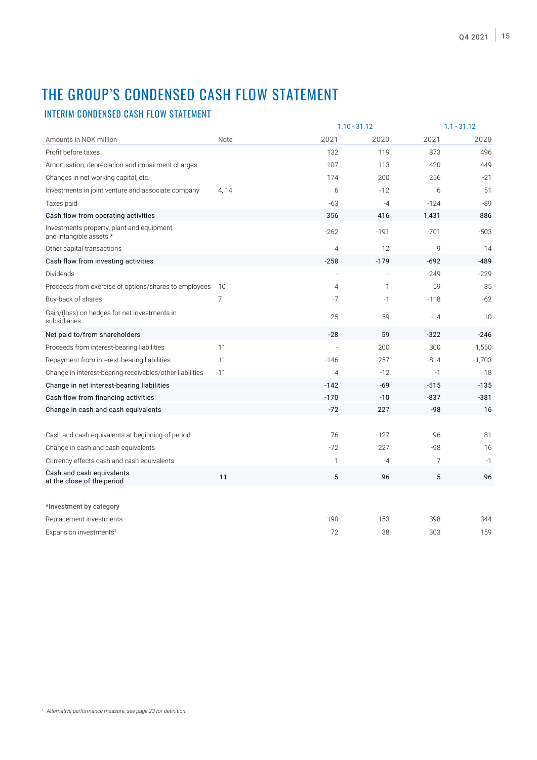# THE GROUP'S CONDENSED CASH FLOW STATEMENT

## INTERIM CONDENSED CASH FLOW STATEMENT

| | | 1.10 - 31.12 | | 1.1 - 31.12 | |
|---|---|---|---|---|---|
| Amounts in NOK million | Note | 2021 | 2020 | 2021 | 2020 |
| Profit before taxes | | 132 | 119 | 873 | 496 |
| Amortisation, depreciation and impairment charges | | 107 | 113 | 420 | 449 |
| Changes in net working capital, etc. | | 174 | 200 | 256 | -21 |
| Investments in joint venture and associate company | 4, 14 | 6 | -12 | 6 | 51 |
| Taxes paid | | -63 | -4 | -124 | -89 |
| Cash flow from operating activities | | 356 | 416 | 1,431 | 886 |
| Investments property, plant and equipment and intangible assets * | | -262 | -191 | -701 | -503 |
| Other capital transactions | | 4 | 12 | 9 | 14 |
| Cash flow from investing activities | | -258 | -179 | -692 | -489 |
| Dividends | | - | - | -249 | -229 |
| Proceeds from exercise of options/shares to employees | 10 | 4 | 1 | 59 | 35 |
| Buy-back of shares | 7 | -7 | -1 | -118 | -62 |
| Gain/(loss) on hedges for net investments in subsidiaries | | -25 | 59 | -14 | 10 |
| Net paid to/from shareholders | | -28 | 59 | -322 | -246 |
| Proceeds from interest-bearing liabilities | 11 | - | 200 | 300 | 1,550 |
| Repayment from interest-bearing liabilities | 11 | -146 | -257 | -814 | -1,703 |
| Change in interest-bearing receivables/other liabilities | 11 | 4 | -12 | -1 | 18 |
| Change in net interest-bearing liabilities | | -142 | -69 | -515 | -135 |
| Cash flow from financing activities | | -170 | -10 | -837 | -381 |
| Change in cash and cash equivalents | | -72 | 227 | -98 | 16 |
| | | | | | |
| Cash and cash equivalents at beginning of period | | 76 | -127 | 96 | 81 |
| Change in cash and cash equivalents | | -72 | 227 | -98 | 16 |
| Currency effects cash and cash equivalents | | 1 | -4 | 7 | -1 |
| Cash and cash equivalents at the close of the period | 11 | 5 | 96 | 5 | 96 |

| *Investment by category | | | | | |
|---|---|---|---|---|---|
| Replacement investments | | 190 | 153 | 398 | 344 |
| Expansion investments[1] | | 72 | 38 | 303 | 159 |

[1] *Alternative performance measure, see page 23 for definition.*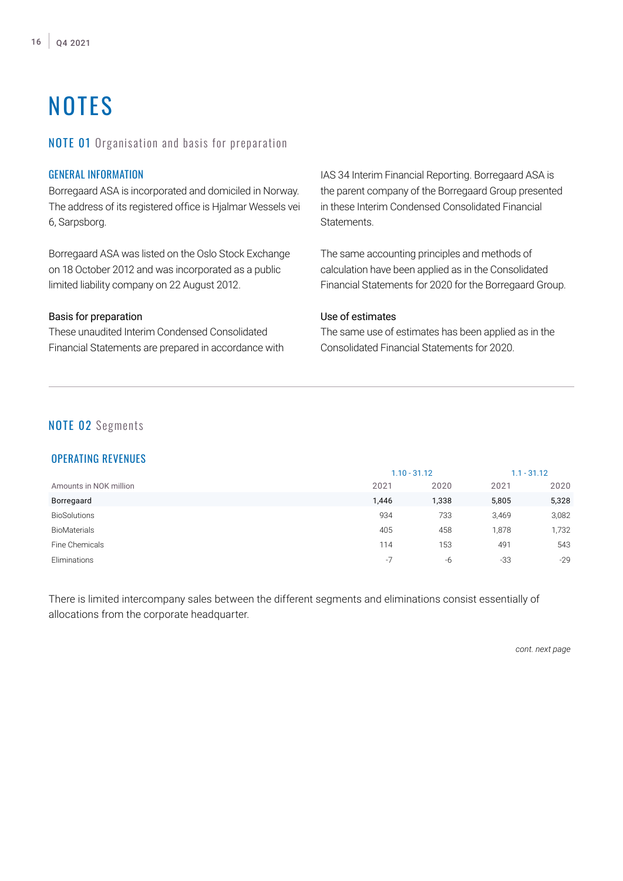# NOTES

## NOTE 01 Organisation and basis for preparation

### GENERAL INFORMATION

Borregaard ASA is incorporated and domiciled in Norway. The address of its registered office is Hjalmar Wessels vei 6, Sarpsborg.

Borregaard ASA was listed on the Oslo Stock Exchange on 18 October 2012 and was incorporated as a public limited liability company on 22 August 2012.

#### Basis for preparation

These unaudited Interim Condensed Consolidated Financial Statements are prepared in accordance with IAS 34 Interim Financial Reporting. Borregaard ASA is the parent company of the Borregaard Group presented in these Interim Condensed Consolidated Financial Statements.

The same accounting principles and methods of calculation have been applied as in the Consolidated Financial Statements for 2020 for the Borregaard Group.

#### Use of estimates

The same use of estimates has been applied as in the Consolidated Financial Statements for 2020.

## NOTE 02 Segments

### OPERATING REVENUES

| | 1.10 - 31.12 | | 1.1 - 31.12 | |
|---|---|---|---|---|
| Amounts in NOK million | 2021 | 2020 | 2021 | 2020 |
| **Borregaard** | **1,446** | **1,338** | **5,805** | **5,328** |
| BioSolutions | 934 | 733 | 3,469 | 3,082 |
| BioMaterials | 405 | 458 | 1,878 | 1,732 |
| Fine Chemicals | 114 | 153 | 491 | 543 |
| Eliminations | -7 | -6 | -33 | -29 |

There is limited intercompany sales between the different segments and eliminations consist essentially of allocations from the corporate headquarter.

*cont. next page*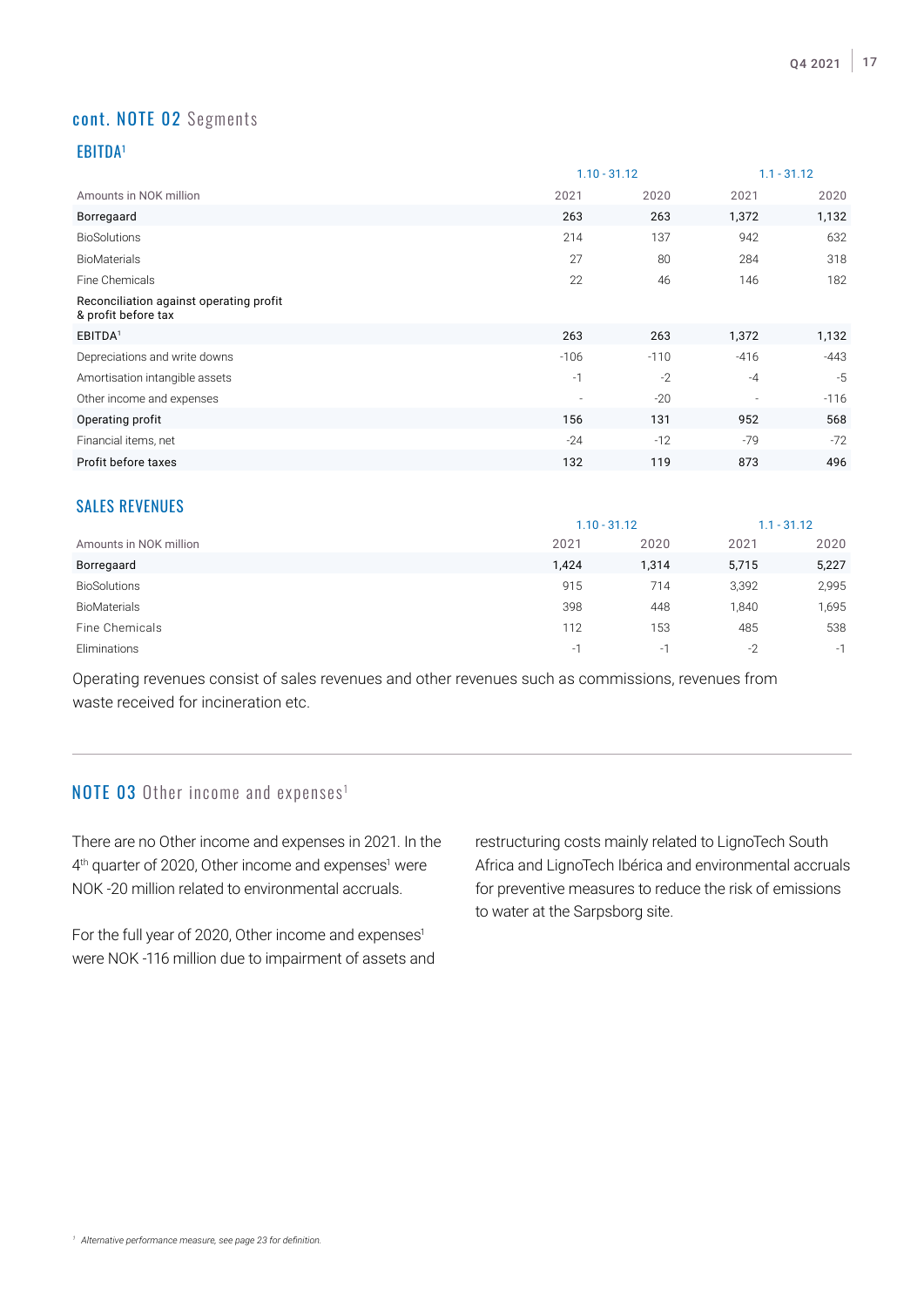## cont. NOTE 02 Segments

### EBITDA[1]

| | 1.10 - 31.12 | | 1.1 - 31.12 | |
|---|---|---|---|---|
| Amounts in NOK million | 2021 | 2020 | 2021 | 2020 |
| Borregaard | 263 | 263 | 1,372 | 1,132 |
| BioSolutions | 214 | 137 | 942 | 632 |
| BioMaterials | 27 | 80 | 284 | 318 |
| Fine Chemicals | 22 | 46 | 146 | 182 |
| Reconciliation against operating profit & profit before tax | | | | |
| EBITDA[1] | 263 | 263 | 1,372 | 1,132 |
| Depreciations and write downs | -106 | -110 | -416 | -443 |
| Amortisation intangible assets | -1 | -2 | -4 | -5 |
| Other income and expenses | - | -20 | - | -116 |
| Operating profit | 156 | 131 | 952 | 568 |
| Financial items, net | -24 | -12 | -79 | -72 |
| Profit before taxes | 132 | 119 | 873 | 496 |

### SALES REVENUES

| | 1.10 - 31.12 | | 1.1 - 31.12 | |
|---|---|---|---|---|
| Amounts in NOK million | 2021 | 2020 | 2021 | 2020 |
| Borregaard | 1,424 | 1,314 | 5,715 | 5,227 |
| BioSolutions | 915 | 714 | 3,392 | 2,995 |
| BioMaterials | 398 | 448 | 1,840 | 1,695 |
| Fine Chemicals | 112 | 153 | 485 | 538 |
| Eliminations | -1 | -1 | -2 | -1 |

Operating revenues consist of sales revenues and other revenues such as commissions, revenues from waste received for incineration etc.

## NOTE 03 Other income and expenses[1]

There are no Other income and expenses in 2021. In the 4th quarter of 2020, Other income and expenses[1] were NOK -20 million related to environmental accruals.

For the full year of 2020, Other income and expenses[1] were NOK -116 million due to impairment of assets and restructuring costs mainly related to LignoTech South Africa and LignoTech Ibérica and environmental accruals for preventive measures to reduce the risk of emissions to water at the Sarpsborg site.

[1] *Alternative performance measure, see page 23 for definition.*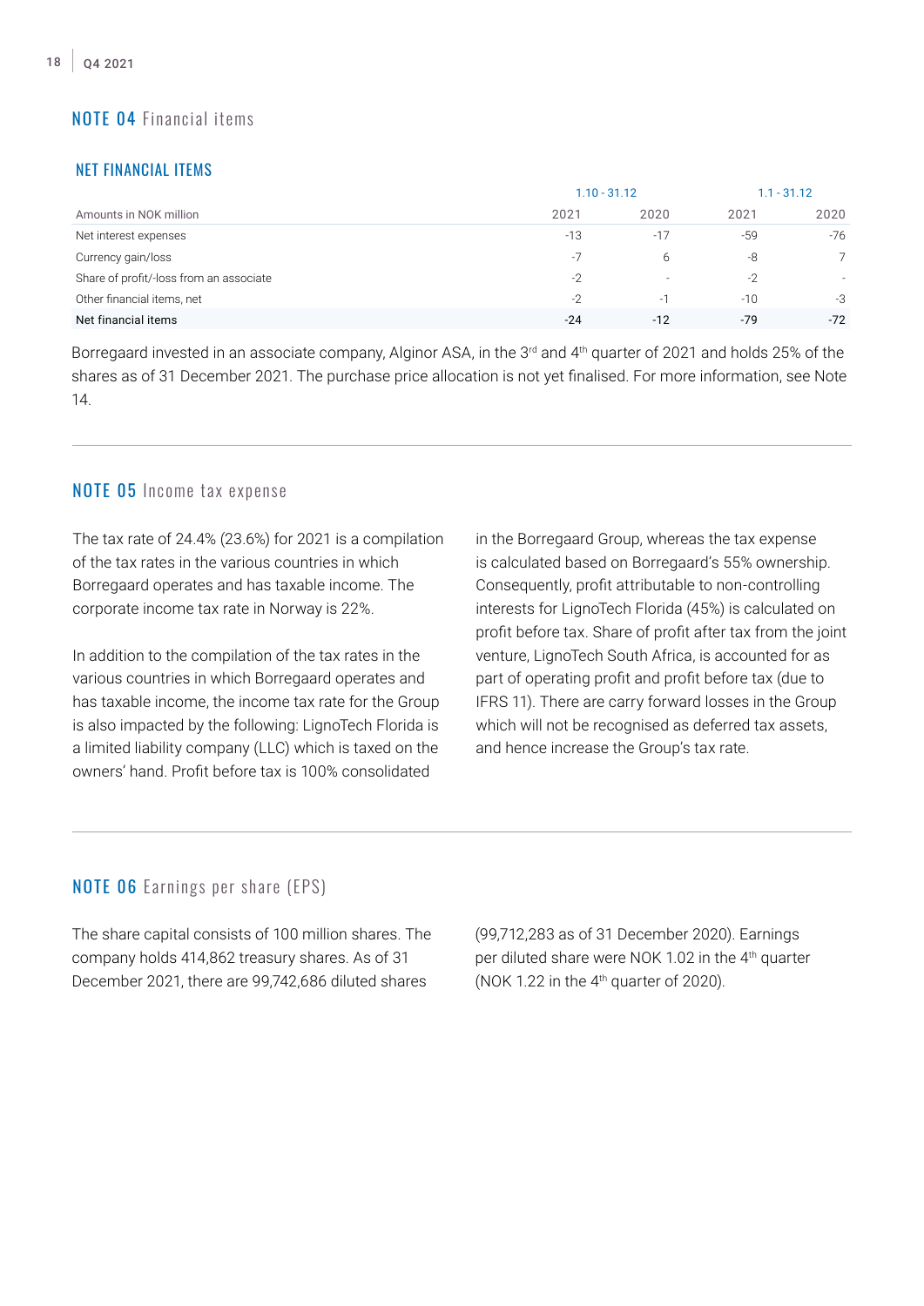## NOTE 04 Financial items

### NET FINANCIAL ITEMS

| | 1.10 - 31.12 | | 1.1 - 31.12 | |
|---|---|---|---|---|
| Amounts in NOK million | 2021 | 2020 | 2021 | 2020 |
| Net interest expenses | -13 | -17 | -59 | -76 |
| Currency gain/loss | -7 | 6 | -8 | 7 |
| Share of profit/-loss from an associate | -2 | - | -2 | - |
| Other financial items, net | -2 | -1 | -10 | -3 |
| **Net financial items** | **-24** | **-12** | **-79** | **-72** |

Borregaard invested in an associate company, Alginor ASA, in the 3rd and 4th quarter of 2021 and holds 25% of the shares as of 31 December 2021. The purchase price allocation is not yet finalised. For more information, see Note 14.

## NOTE 05 Income tax expense

The tax rate of 24.4% (23.6%) for 2021 is a compilation of the tax rates in the various countries in which Borregaard operates and has taxable income. The corporate income tax rate in Norway is 22%.

In addition to the compilation of the tax rates in the various countries in which Borregaard operates and has taxable income, the income tax rate for the Group is also impacted by the following: LignoTech Florida is a limited liability company (LLC) which is taxed on the owners' hand. Profit before tax is 100% consolidated in the Borregaard Group, whereas the tax expense is calculated based on Borregaard's 55% ownership. Consequently, profit attributable to non-controlling interests for LignoTech Florida (45%) is calculated on profit before tax. Share of profit after tax from the joint venture, LignoTech South Africa, is accounted for as part of operating profit and profit before tax (due to IFRS 11). There are carry forward losses in the Group which will not be recognised as deferred tax assets, and hence increase the Group's tax rate.

## NOTE 06 Earnings per share (EPS)

The share capital consists of 100 million shares. The company holds 414,862 treasury shares. As of 31 December 2021, there are 99,742,686 diluted shares (99,712,283 as of 31 December 2020). Earnings per diluted share were NOK 1.02 in the 4th quarter (NOK 1.22 in the 4th quarter of 2020).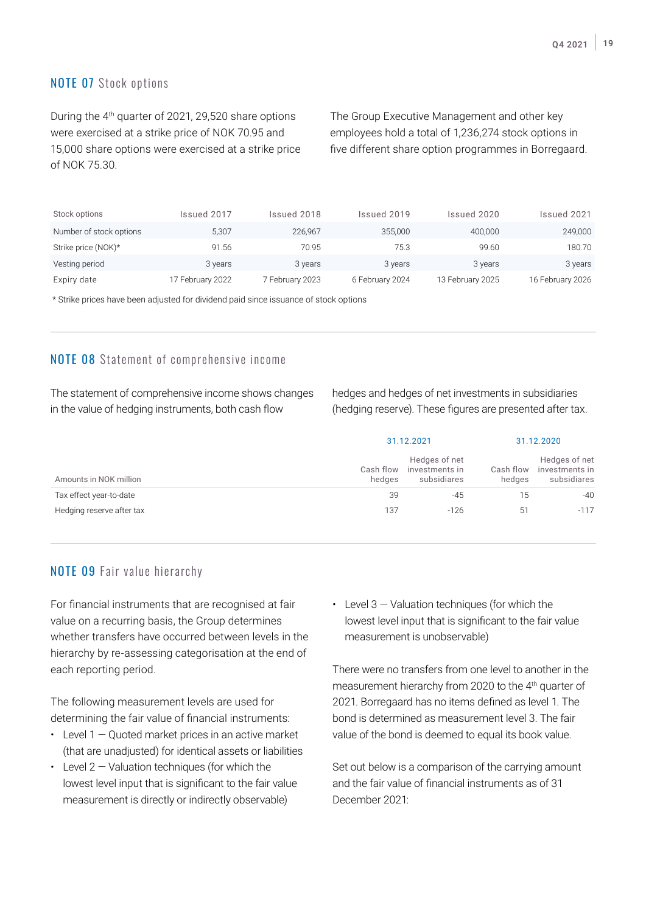## NOTE 07 Stock options

During the 4th quarter of 2021, 29,520 share options were exercised at a strike price of NOK 70.95 and 15,000 share options were exercised at a strike price of NOK 75.30.

The Group Executive Management and other key employees hold a total of 1,236,274 stock options in five different share option programmes in Borregaard.

| Stock options | Issued 2017 | Issued 2018 | Issued 2019 | Issued 2020 | Issued 2021 |
|---|---|---|---|---|---|
| Number of stock options | 5,307 | 226,967 | 355,000 | 400,000 | 249,000 |
| Strike price (NOK)* | 91.56 | 70.95 | 75.3 | 99.60 | 180.70 |
| Vesting period | 3 years | 3 years | 3 years | 3 years | 3 years |
| Expiry date | 17 February 2022 | 7 February 2023 | 6 February 2024 | 13 February 2025 | 16 February 2026 |

\* Strike prices have been adjusted for dividend paid since issuance of stock options

## NOTE 08 Statement of comprehensive income

The statement of comprehensive income shows changes in the value of hedging instruments, both cash flow hedges and hedges of net investments in subsidiaries (hedging reserve). These figures are presented after tax.

| | 31.12.2021 | | 31.12.2020 | |
|---|---|---|---|---|
| Amounts in NOK million | Cash flow hedges | Hedges of net investments in subsidiares | Cash flow hedges | Hedges of net investments in subsidiares |
| Tax effect year-to-date | 39 | -45 | 15 | -40 |
| Hedging reserve after tax | 137 | -126 | 51 | -117 |

## NOTE 09 Fair value hierarchy

For financial instruments that are recognised at fair value on a recurring basis, the Group determines whether transfers have occurred between levels in the hierarchy by re-assessing categorisation at the end of each reporting period.

The following measurement levels are used for determining the fair value of financial instruments:

- Level 1 — Quoted market prices in an active market (that are unadjusted) for identical assets or liabilities
- Level 2 — Valuation techniques (for which the lowest level input that is significant to the fair value measurement is directly or indirectly observable)
- Level 3 — Valuation techniques (for which the lowest level input that is significant to the fair value measurement is unobservable)

There were no transfers from one level to another in the measurement hierarchy from 2020 to the 4th quarter of 2021. Borregaard has no items defined as level 1. The bond is determined as measurement level 3. The fair value of the bond is deemed to equal its book value.

Set out below is a comparison of the carrying amount and the fair value of financial instruments as of 31 December 2021: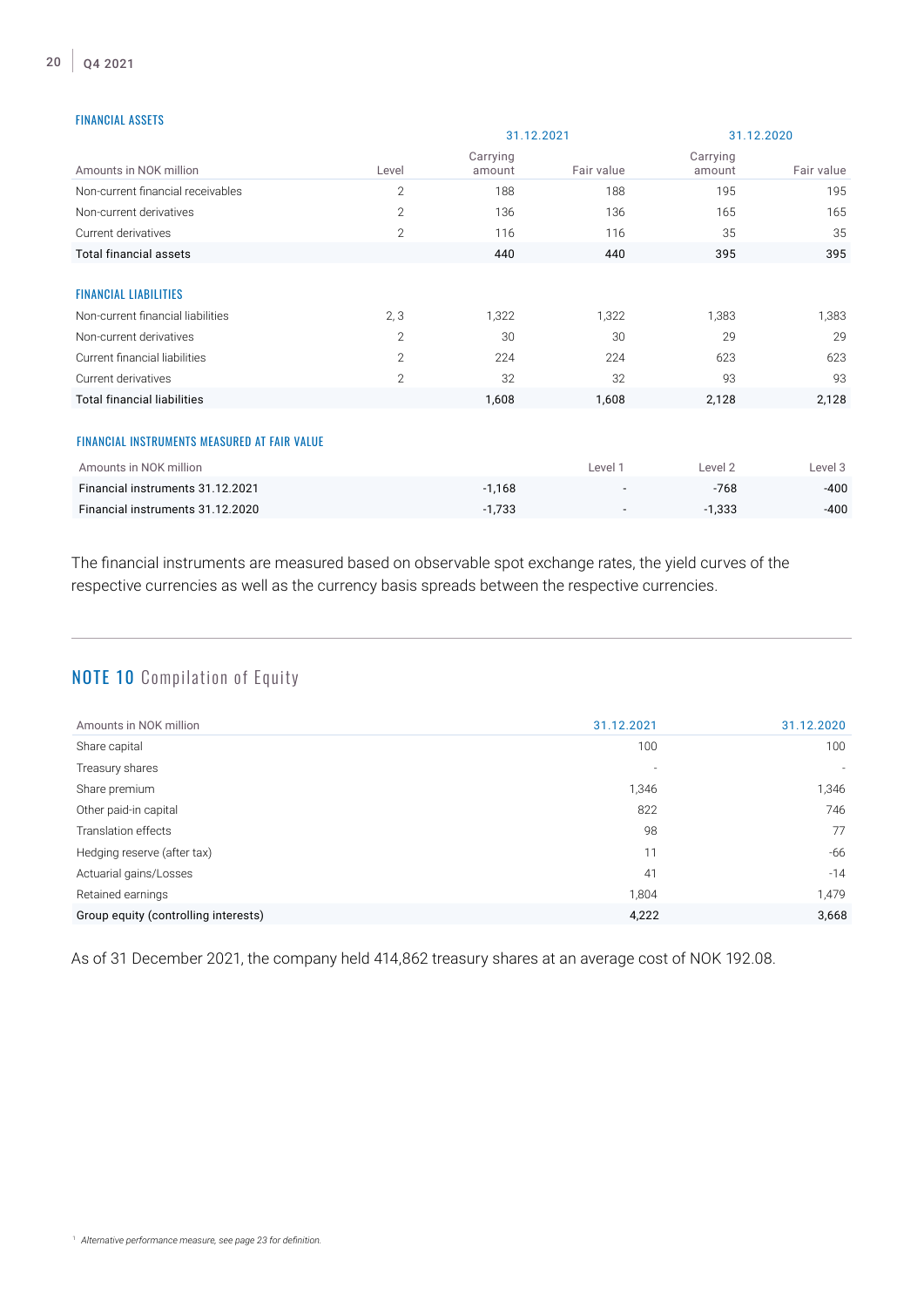### FINANCIAL ASSETS

| Amounts in NOK million | Level | 31.12.2021 Carrying amount | 31.12.2021 Fair value | 31.12.2020 Carrying amount | 31.12.2020 Fair value |
|---|---|---|---|---|---|
| Non-current financial receivables | 2 | 188 | 188 | 195 | 195 |
| Non-current derivatives | 2 | 136 | 136 | 165 | 165 |
| Current derivatives | 2 | 116 | 116 | 35 | 35 |
| Total financial assets | | 440 | 440 | 395 | 395 |

### FINANCIAL LIABILITIES

| Amounts in NOK million | Level | 31.12.2021 Carrying amount | 31.12.2021 Fair value | 31.12.2020 Carrying amount | 31.12.2020 Fair value |
|---|---|---|---|---|---|
| Non-current financial liabilities | 2, 3 | 1,322 | 1,322 | 1,383 | 1,383 |
| Non-current derivatives | 2 | 30 | 30 | 29 | 29 |
| Current financial liabilities | 2 | 224 | 224 | 623 | 623 |
| Current derivatives | 2 | 32 | 32 | 93 | 93 |
| Total financial liabilities | | 1,608 | 1,608 | 2,128 | 2,128 |

### FINANCIAL INSTRUMENTS MEASURED AT FAIR VALUE

| Amounts in NOK million | | Level 1 | Level 2 | Level 3 |
|---|---|---|---|---|
| Financial instruments 31.12.2021 | -1,168 | - | -768 | -400 |
| Financial instruments 31.12.2020 | -1,733 | - | -1,333 | -400 |

The financial instruments are measured based on observable spot exchange rates, the yield curves of the respective currencies as well as the currency basis spreads between the respective currencies.

## NOTE 10 Compilation of Equity

| Amounts in NOK million | 31.12.2021 | 31.12.2020 |
|---|---|---|
| Share capital | 100 | 100 |
| Treasury shares | - | - |
| Share premium | 1,346 | 1,346 |
| Other paid-in capital | 822 | 746 |
| Translation effects | 98 | 77 |
| Hedging reserve (after tax) | 11 | -66 |
| Actuarial gains/Losses | 41 | -14 |
| Retained earnings | 1,804 | 1,479 |
| Group equity (controlling interests) | 4,222 | 3,668 |

As of 31 December 2021, the company held 414,862 treasury shares at an average cost of NOK 192.08.

[1] *Alternative performance measure, see page 23 for definition.*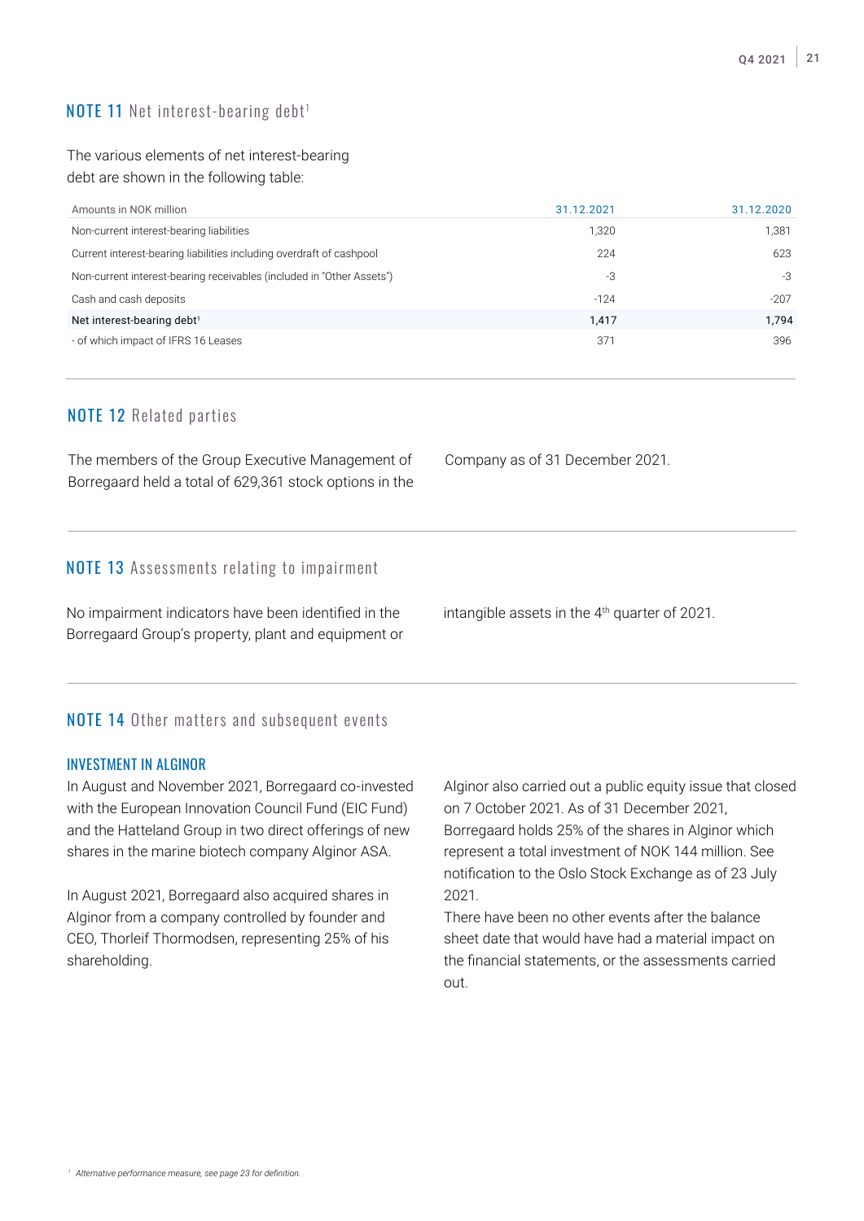## NOTE 11 Net interest-bearing debt[1]

The various elements of net interest-bearing debt are shown in the following table:

| Amounts in NOK million | 31.12.2021 | 31.12.2020 |
|---|---|---|
| Non-current interest-bearing liabilities | 1,320 | 1,381 |
| Current interest-bearing liabilities including overdraft of cashpool | 224 | 623 |
| Non-current interest-bearing receivables (included in "Other Assets") | -3 | -3 |
| Cash and cash deposits | -124 | -207 |
| Net interest-bearing debt[1] | 1,417 | 1,794 |
| - of which impact of IFRS 16 Leases | 371 | 396 |

## NOTE 12 Related parties

The members of the Group Executive Management of Borregaard held a total of 629,361 stock options in the Company as of 31 December 2021.

## NOTE 13 Assessments relating to impairment

No impairment indicators have been identified in the Borregaard Group's property, plant and equipment or intangible assets in the 4th quarter of 2021.

## NOTE 14 Other matters and subsequent events

### INVESTMENT IN ALGINOR

In August and November 2021, Borregaard co-invested with the European Innovation Council Fund (EIC Fund) and the Hatteland Group in two direct offerings of new shares in the marine biotech company Alginor ASA.

In August 2021, Borregaard also acquired shares in Alginor from a company controlled by founder and CEO, Thorleif Thormodsen, representing 25% of his shareholding.

Alginor also carried out a public equity issue that closed on 7 October 2021. As of 31 December 2021, Borregaard holds 25% of the shares in Alginor which represent a total investment of NOK 144 million. See notification to the Oslo Stock Exchange as of 23 July 2021.

There have been no other events after the balance sheet date that would have had a material impact on the financial statements, or the assessments carried out.

*[1] Alternative performance measure, see page 23 for definition.*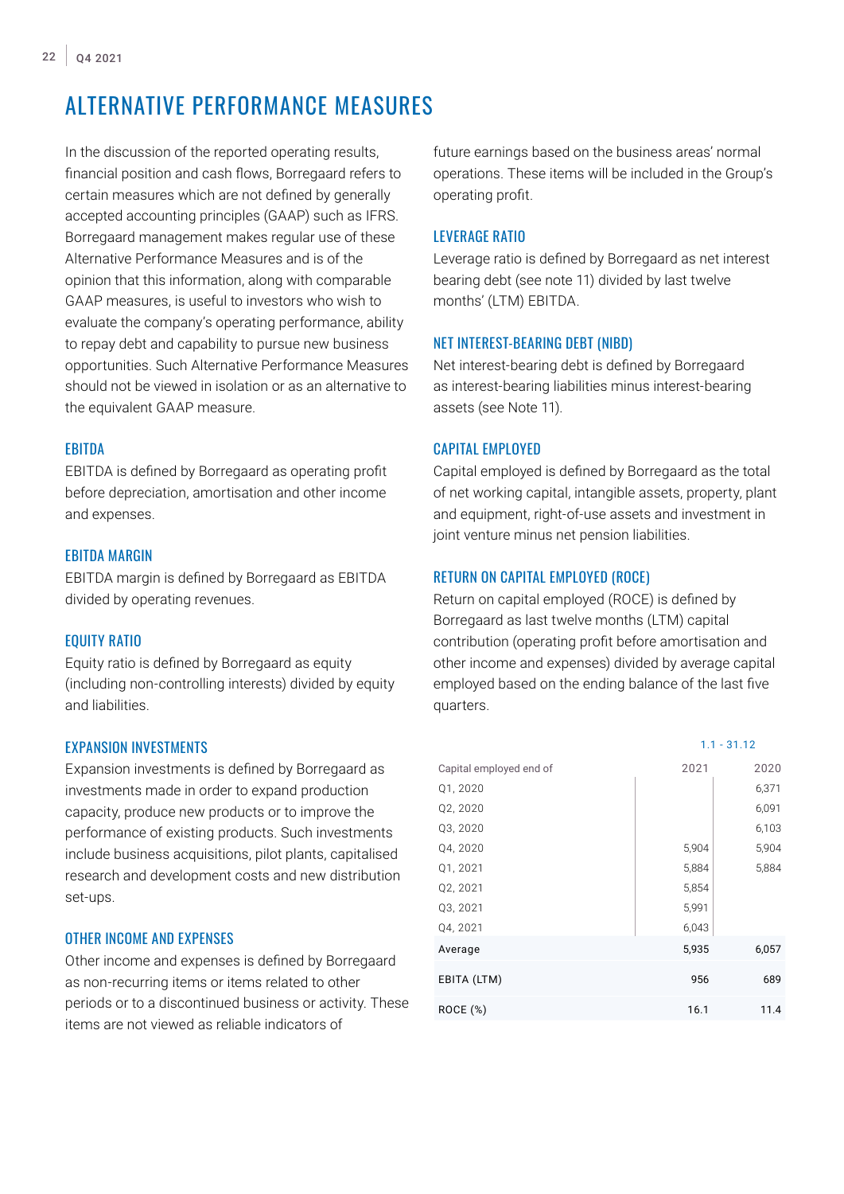# ALTERNATIVE PERFORMANCE MEASURES

In the discussion of the reported operating results, financial position and cash flows, Borregaard refers to certain measures which are not defined by generally accepted accounting principles (GAAP) such as IFRS. Borregaard management makes regular use of these Alternative Performance Measures and is of the opinion that this information, along with comparable GAAP measures, is useful to investors who wish to evaluate the company's operating performance, ability to repay debt and capability to pursue new business opportunities. Such Alternative Performance Measures should not be viewed in isolation or as an alternative to the equivalent GAAP measure.

## EBITDA

EBITDA is defined by Borregaard as operating profit before depreciation, amortisation and other income and expenses.

## EBITDA MARGIN

EBITDA margin is defined by Borregaard as EBITDA divided by operating revenues.

## EQUITY RATIO

Equity ratio is defined by Borregaard as equity (including non-controlling interests) divided by equity and liabilities.

## EXPANSION INVESTMENTS

Expansion investments is defined by Borregaard as investments made in order to expand production capacity, produce new products or to improve the performance of existing products. Such investments include business acquisitions, pilot plants, capitalised research and development costs and new distribution set-ups.

## OTHER INCOME AND EXPENSES

Other income and expenses is defined by Borregaard as non-recurring items or items related to other periods or to a discontinued business or activity. These items are not viewed as reliable indicators of future earnings based on the business areas' normal operations. These items will be included in the Group's operating profit.

## LEVERAGE RATIO

Leverage ratio is defined by Borregaard as net interest bearing debt (see note 11) divided by last twelve months' (LTM) EBITDA.

## NET INTEREST-BEARING DEBT (NIBD)

Net interest-bearing debt is defined by Borregaard as interest-bearing liabilities minus interest-bearing assets (see Note 11).

## CAPITAL EMPLOYED

Capital employed is defined by Borregaard as the total of net working capital, intangible assets, property, plant and equipment, right-of-use assets and investment in joint venture minus net pension liabilities.

## RETURN ON CAPITAL EMPLOYED (ROCE)

Return on capital employed (ROCE) is defined by Borregaard as last twelve months (LTM) capital contribution (operating profit before amortisation and other income and expenses) divided by average capital employed based on the ending balance of the last five quarters.

| | 1.1 - 31.12 | |
|---|---|---|
| Capital employed end of | 2021 | 2020 |
| Q1, 2020 | | 6,371 |
| Q2, 2020 | | 6,091 |
| Q3, 2020 | | 6,103 |
| Q4, 2020 | 5,904 | 5,904 |
| Q1, 2021 | 5,884 | 5,884 |
| Q2, 2021 | 5,854 | |
| Q3, 2021 | 5,991 | |
| Q4, 2021 | 6,043 | |
| Average | 5,935 | 6,057 |
| EBITA (LTM) | 956 | 689 |
| ROCE (%) | 16.1 | 11.4 |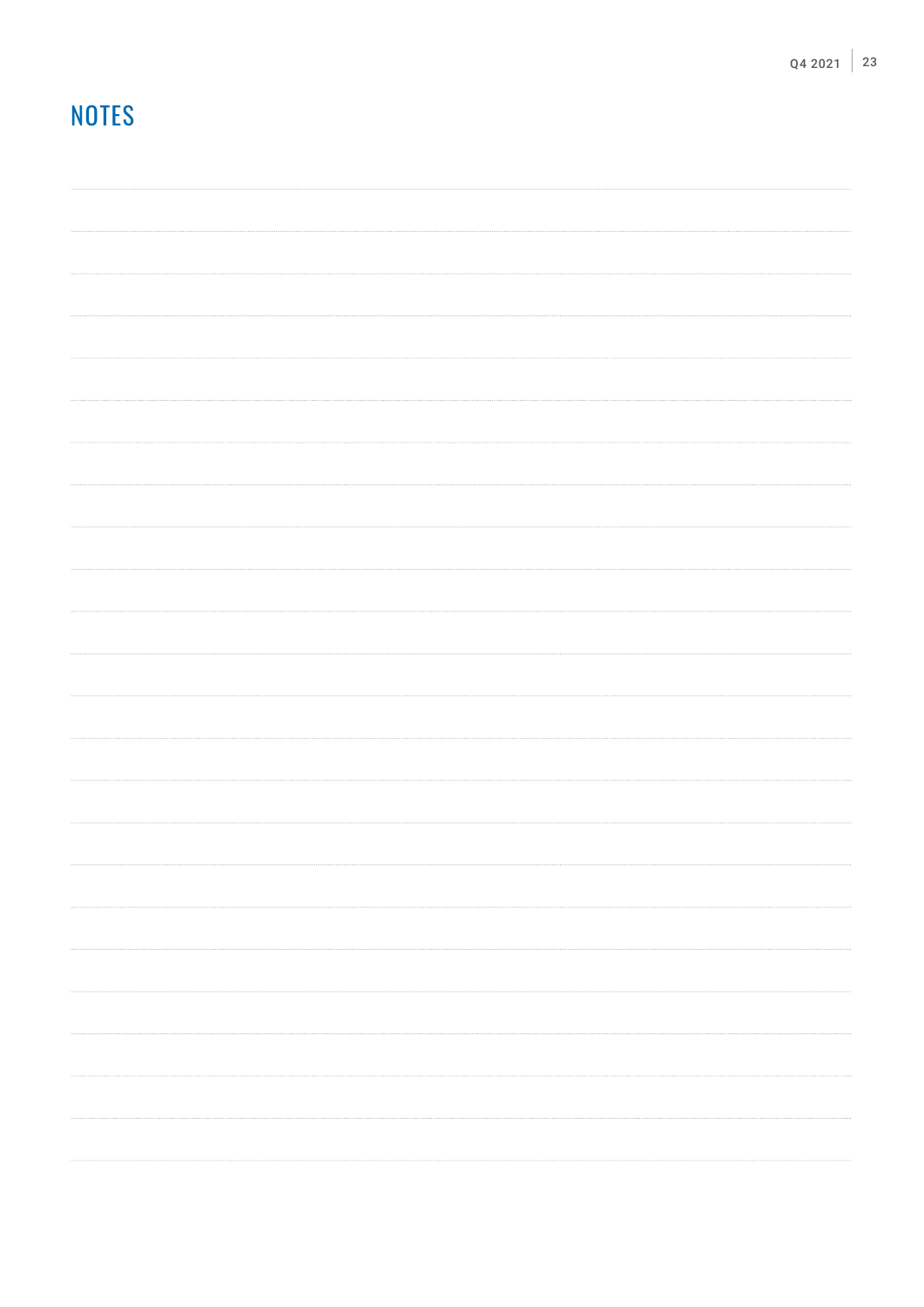# NOTES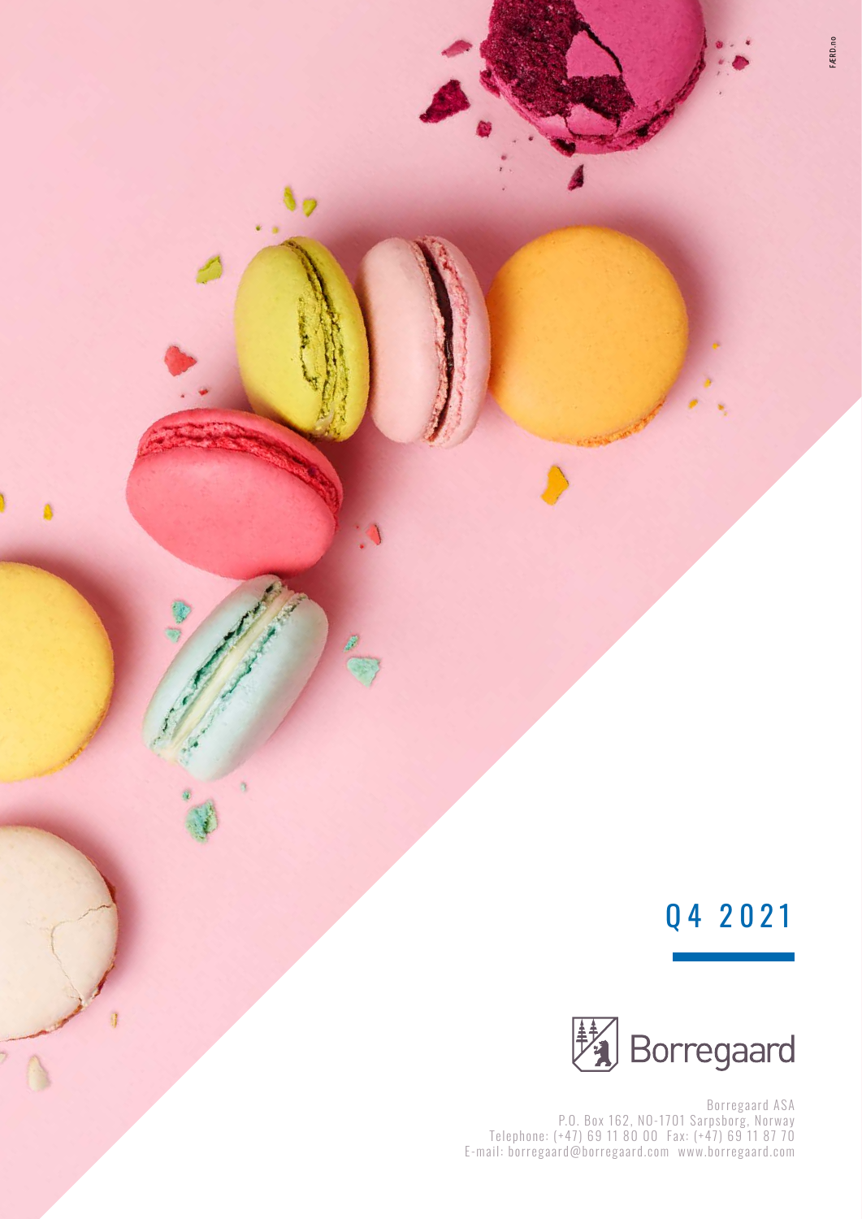FÆRD.no

# Q4 2021

Borregaard

Borregaard ASA
P.O. Box 162, NO-1701 Sarpsborg, Norway
Telephone: (+47) 69 11 80 00 Fax: (+47) 69 11 87 70
E-mail: borregaard@borregaard.com www.borregaard.com